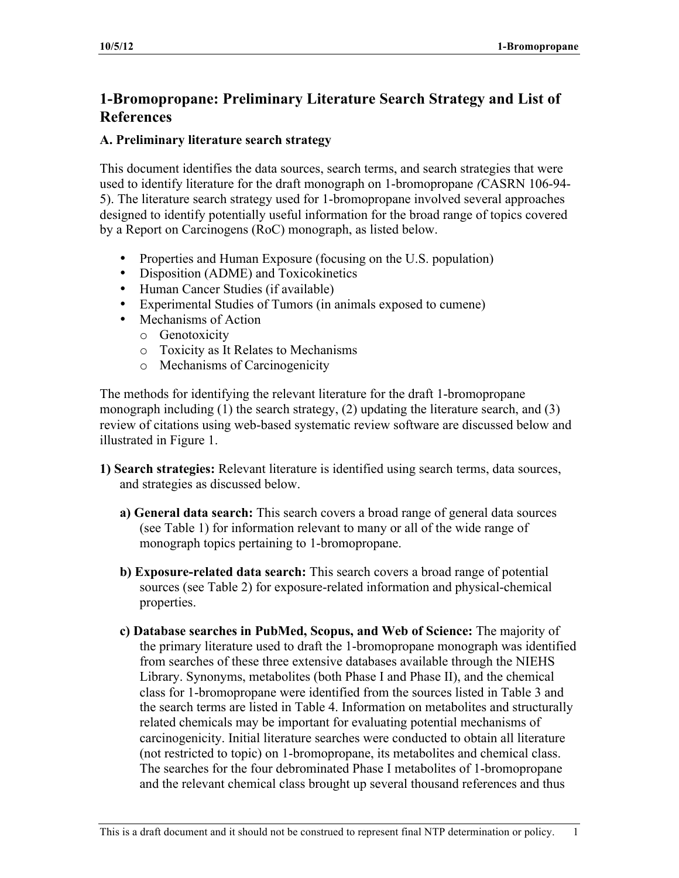# 1-Bromopropane: Preliminary Literature Search Strategy and List of References

## A. Preliminary literature search strategy

This document identifies the data sources, search terms, and search strategies that were used to identify literature for the draft monograph on 1-bromopropane *(*CASRN 106-94-5). The literature search strategy used for 1-bromopropane involved several approaches designed to identify potentially useful information for the broad range of topics covered by a Report on Carcinogens (RoC) monograph, as listed below.

- Properties and Human Exposure (focusing on the U.S. population)
- Disposition (ADME) and Toxicokinetics
- Human Cancer Studies (if available)
- Experimental Studies of Tumors (in animals exposed to cumene)
- Mechanisms of Action
  - Genotoxicity
  - Toxicity as It Relates to Mechanisms
  - Mechanisms of Carcinogenicity

The methods for identifying the relevant literature for the draft 1-bromopropane monograph including (1) the search strategy, (2) updating the literature search, and (3) review of citations using web-based systematic review software are discussed below and illustrated in Figure 1.

**1) Search strategies:** Relevant literature is identified using search terms, data sources, and strategies as discussed below.

**a) General data search:** This search covers a broad range of general data sources (see Table 1) for information relevant to many or all of the wide range of monograph topics pertaining to 1-bromopropane.

**b) Exposure-related data search:** This search covers a broad range of potential sources (see Table 2) for exposure-related information and physical-chemical properties.

**c) Database searches in PubMed, Scopus, and Web of Science:** The majority of the primary literature used to draft the 1-bromopropane monograph was identified from searches of these three extensive databases available through the NIEHS Library. Synonyms, metabolites (both Phase I and Phase II), and the chemical class for 1-bromopropane were identified from the sources listed in Table 3 and the search terms are listed in Table 4. Information on metabolites and structurally related chemicals may be important for evaluating potential mechanisms of carcinogenicity. Initial literature searches were conducted to obtain all literature (not restricted to topic) on 1-bromopropane, its metabolites and chemical class. The searches for the four debrominated Phase I metabolites of 1-bromopropane and the relevant chemical class brought up several thousand references and thus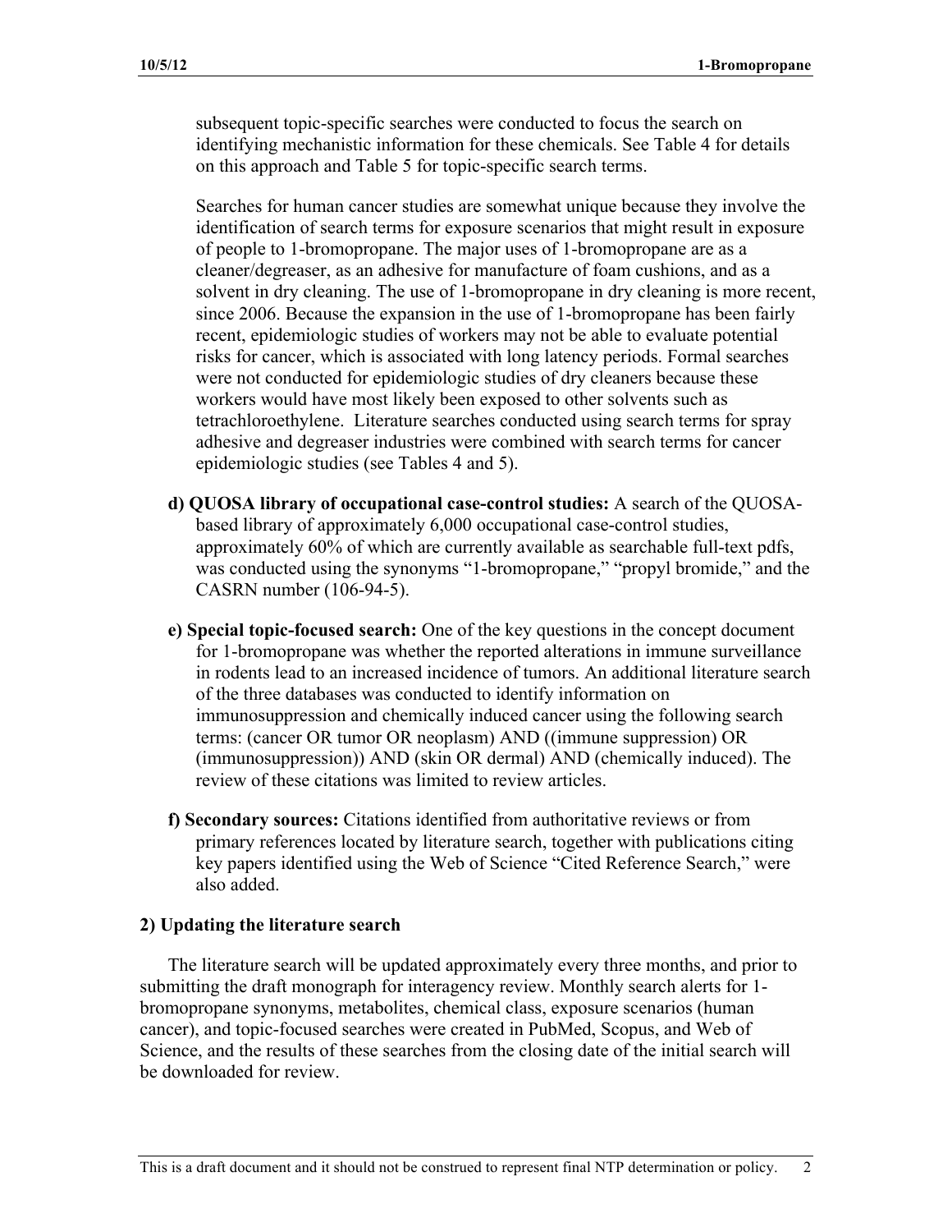subsequent topic-specific searches were conducted to focus the search on identifying mechanistic information for these chemicals. See Table 4 for details on this approach and Table 5 for topic-specific search terms.

Searches for human cancer studies are somewhat unique because they involve the identification of search terms for exposure scenarios that might result in exposure of people to 1-bromopropane. The major uses of 1-bromopropane are as a cleaner/degreaser, as an adhesive for manufacture of foam cushions, and as a solvent in dry cleaning. The use of 1-bromopropane in dry cleaning is more recent, since 2006. Because the expansion in the use of 1-bromopropane has been fairly recent, epidemiologic studies of workers may not be able to evaluate potential risks for cancer, which is associated with long latency periods. Formal searches were not conducted for epidemiologic studies of dry cleaners because these workers would have most likely been exposed to other solvents such as tetrachloroethylene. Literature searches conducted using search terms for spray adhesive and degreaser industries were combined with search terms for cancer epidemiologic studies (see Tables 4 and 5).

**d) QUOSA library of occupational case-control studies:** A search of the QUOSA-based library of approximately 6,000 occupational case-control studies, approximately 60% of which are currently available as searchable full-text pdfs, was conducted using the synonyms "1-bromopropane," "propyl bromide," and the CASRN number (106-94-5).

**e) Special topic-focused search:** One of the key questions in the concept document for 1-bromopropane was whether the reported alterations in immune surveillance in rodents lead to an increased incidence of tumors. An additional literature search of the three databases was conducted to identify information on immunosuppression and chemically induced cancer using the following search terms: (cancer OR tumor OR neoplasm) AND ((immune suppression) OR (immunosuppression)) AND (skin OR dermal) AND (chemically induced). The review of these citations was limited to review articles.

**f) Secondary sources:** Citations identified from authoritative reviews or from primary references located by literature search, together with publications citing key papers identified using the Web of Science "Cited Reference Search," were also added.

### 2) Updating the literature search

The literature search will be updated approximately every three months, and prior to submitting the draft monograph for interagency review. Monthly search alerts for 1-bromopropane synonyms, metabolites, chemical class, exposure scenarios (human cancer), and topic-focused searches were created in PubMed, Scopus, and Web of Science, and the results of these searches from the closing date of the initial search will be downloaded for review.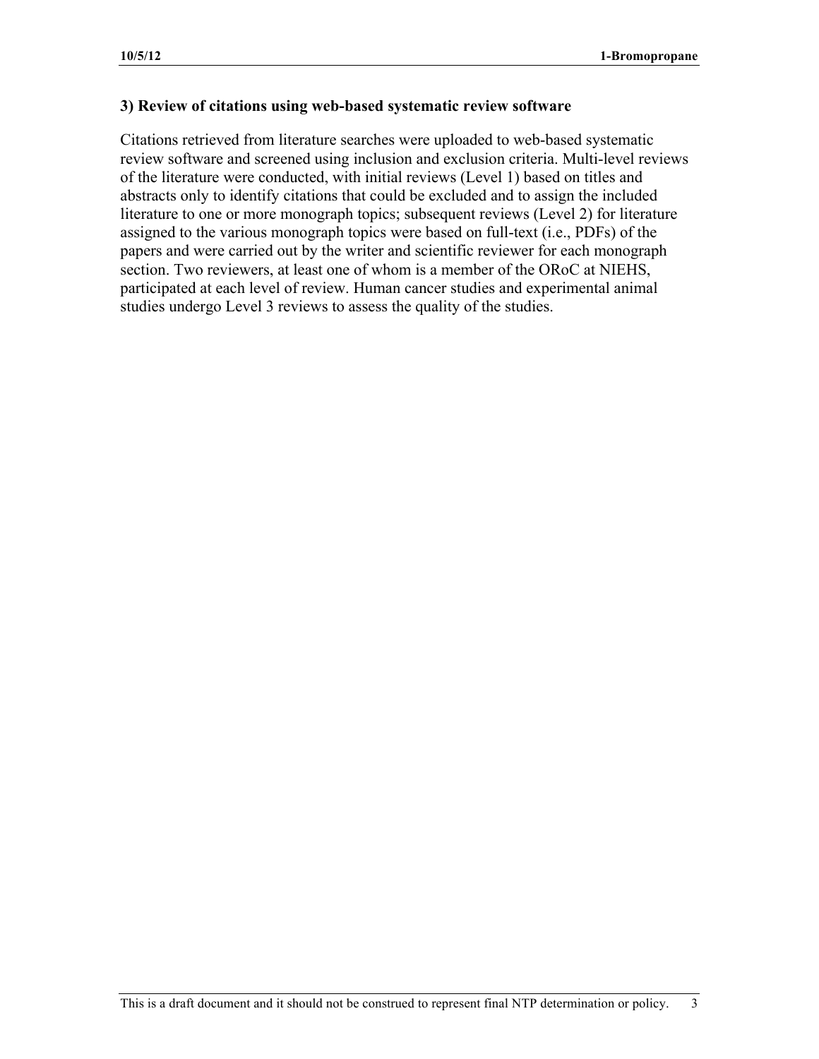### 3) Review of citations using web-based systematic review software

Citations retrieved from literature searches were uploaded to web-based systematic review software and screened using inclusion and exclusion criteria. Multi-level reviews of the literature were conducted, with initial reviews (Level 1) based on titles and abstracts only to identify citations that could be excluded and to assign the included literature to one or more monograph topics; subsequent reviews (Level 2) for literature assigned to the various monograph topics were based on full-text (i.e., PDFs) of the papers and were carried out by the writer and scientific reviewer for each monograph section. Two reviewers, at least one of whom is a member of the ORoC at NIEHS, participated at each level of review. Human cancer studies and experimental animal studies undergo Level 3 reviews to assess the quality of the studies.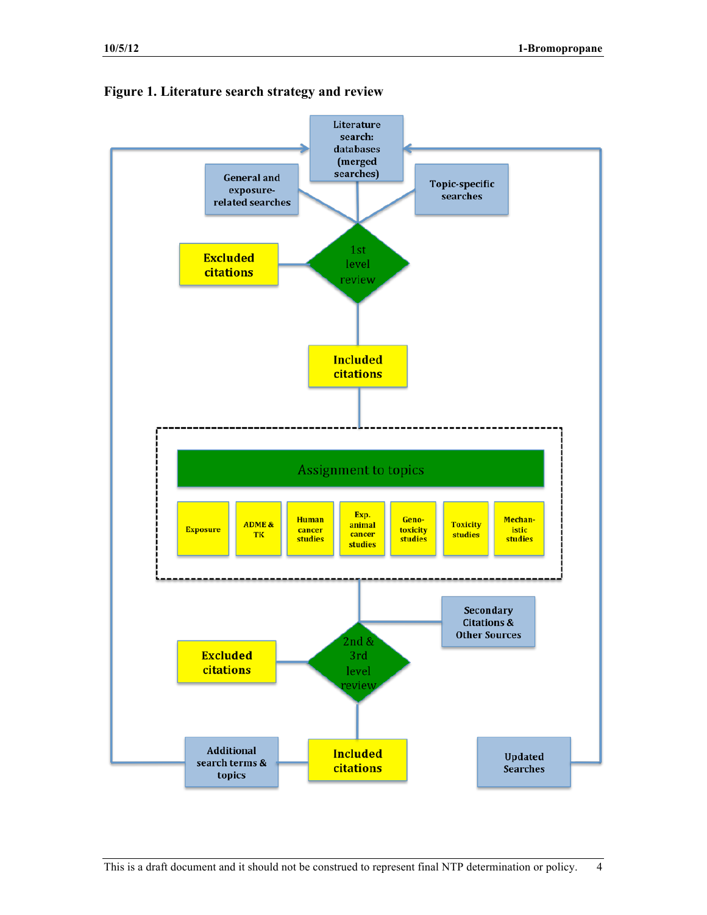**Figure 1. Literature search strategy and review**

Literature search: databases (merged searches)

General and exposure-related searches

Topic-specific searches

1st level review

Excluded citations

Included citations

Assignment to topics

Exposure | ADME & TK | Human cancer studies | Exp. animal cancer studies | Geno-toxicity studies | Toxicity studies | Mechan-istic studies

Secondary Citations & Other Sources

2nd & 3rd level review

Excluded citations

Additional search terms & topics

Included citations

Updated Searches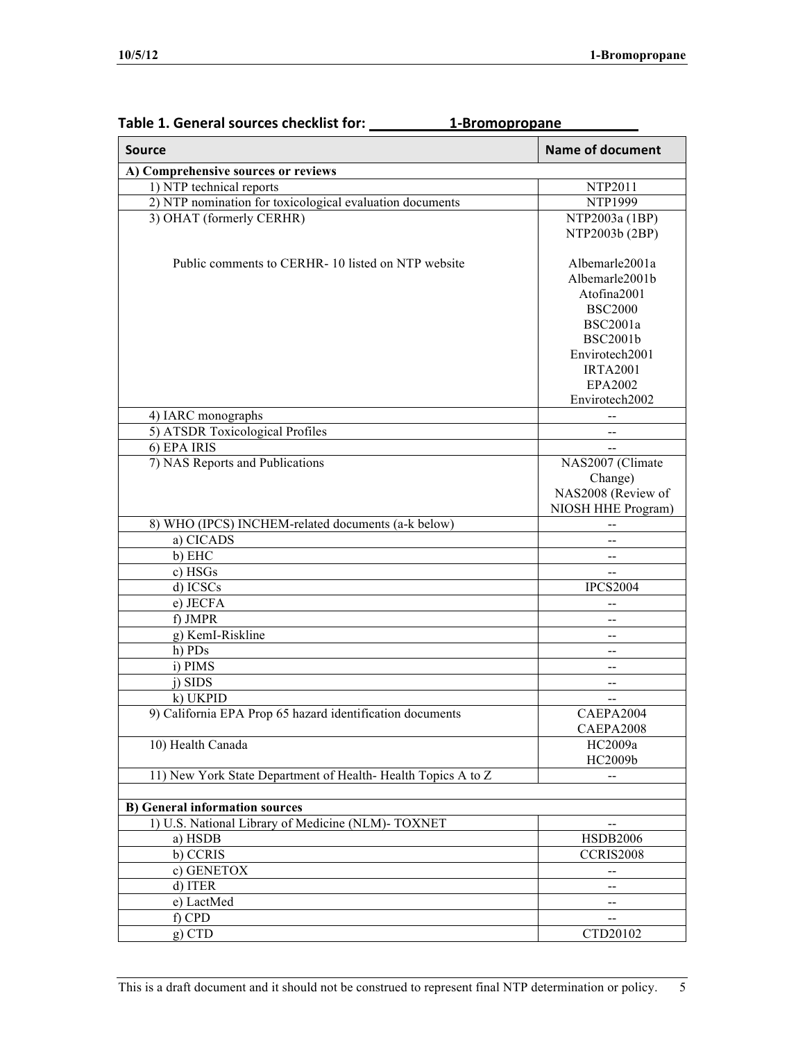**Table 1. General sources checklist for: 1-Bromopropane**

| Source | Name of document |
|---|---|
| **A) Comprehensive sources or reviews** | |
| 1) NTP technical reports | NTP2011 |
| 2) NTP nomination for toxicological evaluation documents | NTP1999 |
| 3) OHAT (formerly CERHR) | NTP2003a (1BP)<br>NTP2003b (2BP) |
| Public comments to CERHR- 10 listed on NTP website | Albemarle2001a<br>Albemarle2001b<br>Atofina2001<br>BSC2000<br>BSC2001a<br>BSC2001b<br>Envirotech2001<br>IRTA2001<br>EPA2002<br>Envirotech2002 |
| 4) IARC monographs | -- |
| 5) ATSDR Toxicological Profiles | -- |
| 6) EPA IRIS | -- |
| 7) NAS Reports and Publications | NAS2007 (Climate Change)<br>NAS2008 (Review of NIOSH HHE Program) |
| 8) WHO (IPCS) INCHEM-related documents (a-k below) | -- |
| a) CICADS | -- |
| b) EHC | -- |
| c) HSGs | -- |
| d) ICSCs | IPCS2004 |
| e) JECFA | -- |
| f) JMPR | -- |
| g) KemI-Riskline | -- |
| h) PDs | -- |
| i) PIMS | -- |
| j) SIDS | -- |
| k) UKPID | -- |
| 9) California EPA Prop 65 hazard identification documents | CAEPA2004<br>CAEPA2008 |
| 10) Health Canada | HC2009a<br>HC2009b |
| 11) New York State Department of Health- Health Topics A to Z | -- |
| | |
| **B) General information sources** | |
| 1) U.S. National Library of Medicine (NLM)- TOXNET | -- |
| a) HSDB | HSDB2006 |
| b) CCRIS | CCRIS2008 |
| c) GENETOX | -- |
| d) ITER | -- |
| e) LactMed | -- |
| f) CPD | -- |
| g) CTD | CTD20102 |

This is a draft document and it should not be construed to represent final NTP determination or policy.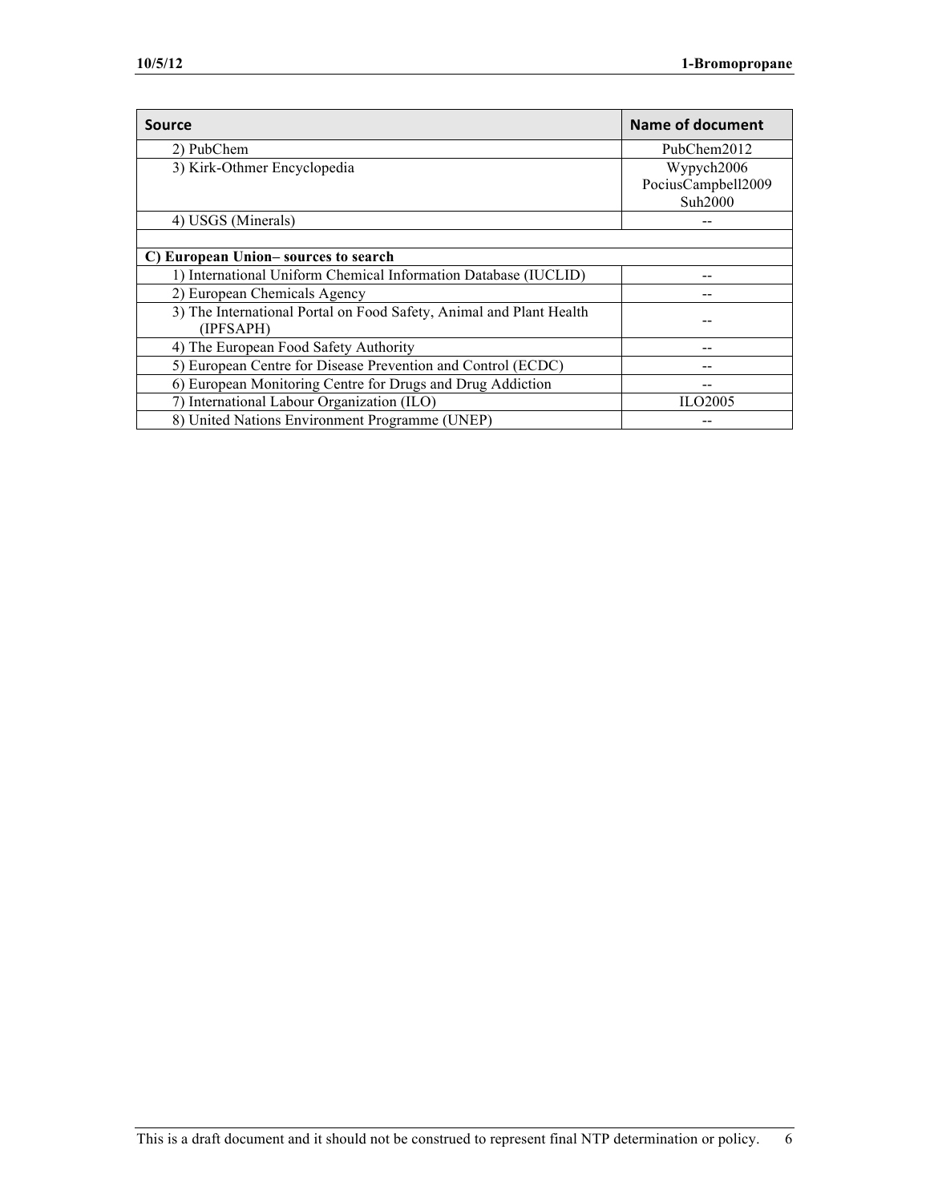| Source | Name of document |
| --- | --- |
| 2) PubChem | PubChem2012 |
| 3) Kirk-Othmer Encyclopedia | Wypych2006<br>PociusCampbell2009<br>Suh2000 |
| 4) USGS (Minerals) | -- |
| | |
| **C) European Union– sources to search** | |
| 1) International Uniform Chemical Information Database (IUCLID) | -- |
| 2) European Chemicals Agency | -- |
| 3) The International Portal on Food Safety, Animal and Plant Health (IPFSAPH) | -- |
| 4) The European Food Safety Authority | -- |
| 5) European Centre for Disease Prevention and Control (ECDC) | -- |
| 6) European Monitoring Centre for Drugs and Drug Addiction | -- |
| 7) International Labour Organization (ILO) | ILO2005 |
| 8) United Nations Environment Programme (UNEP) | -- |

This is a draft document and it should not be construed to represent final NTP determination or policy.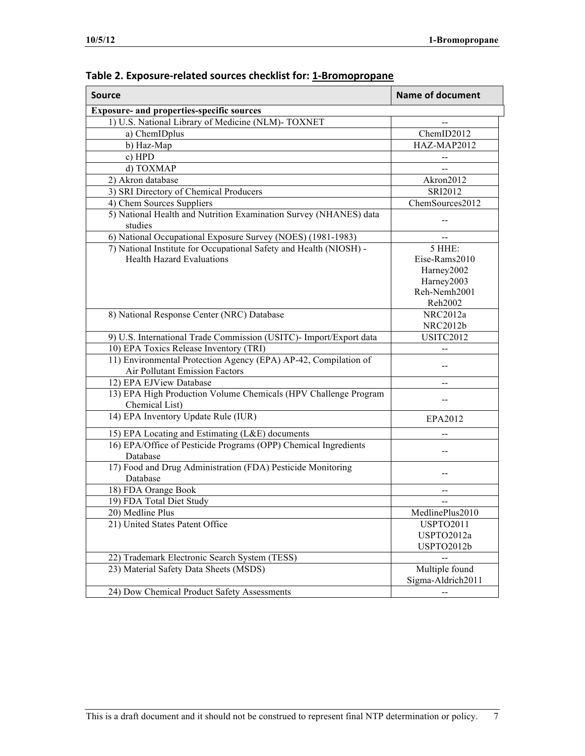**Table 2. Exposure-related sources checklist for: 1-Bromopropane**

| Source | Name of document |
|---|---|
| **Exposure- and properties-specific sources** | |
| 1) U.S. National Library of Medicine (NLM)- TOXNET | -- |
| a) ChemIDplus | ChemID2012 |
| b) Haz-Map | HAZ-MAP2012 |
| c) HPD | -- |
| d) TOXMAP | -- |
| 2) Akron database | Akron2012 |
| 3) SRI Directory of Chemical Producers | SRI2012 |
| 4) Chem Sources Suppliers | ChemSources2012 |
| 5) National Health and Nutrition Examination Survey (NHANES) data studies | -- |
| 6) National Occupational Exposure Survey (NOES) (1981-1983) | -- |
| 7) National Institute for Occupational Safety and Health (NIOSH) - Health Hazard Evaluations | 5 HHE:<br>Eise-Rams2010<br>Harney2002<br>Harney2003<br>Reh-Nemh2001<br>Reh2002 |
| 8) National Response Center (NRC) Database | NRC2012a<br>NRC2012b |
| 9) U.S. International Trade Commission (USITC)- Import/Export data | USITC2012 |
| 10) EPA Toxics Release Inventory (TRI) | -- |
| 11) Environmental Protection Agency (EPA) AP-42, Compilation of Air Pollutant Emission Factors | -- |
| 12) EPA EJView Database | -- |
| 13) EPA High Production Volume Chemicals (HPV Challenge Program Chemical List) | -- |
| 14) EPA Inventory Update Rule (IUR) | EPA2012 |
| 15) EPA Locating and Estimating (L&E) documents | -- |
| 16) EPA/Office of Pesticide Programs (OPP) Chemical Ingredients Database | -- |
| 17) Food and Drug Administration (FDA) Pesticide Monitoring Database | -- |
| 18) FDA Orange Book | -- |
| 19) FDA Total Diet Study | -- |
| 20) Medline Plus | MedlinePlus2010 |
| 21) United States Patent Office | USPTO2011<br>USPTO2012a<br>USPTO2012b |
| 22) Trademark Electronic Search System (TESS) | -- |
| 23) Material Safety Data Sheets (MSDS) | Multiple found<br>Sigma-Aldrich2011 |
| 24) Dow Chemical Product Safety Assessments | -- |

This is a draft document and it should not be construed to represent final NTP determination or policy.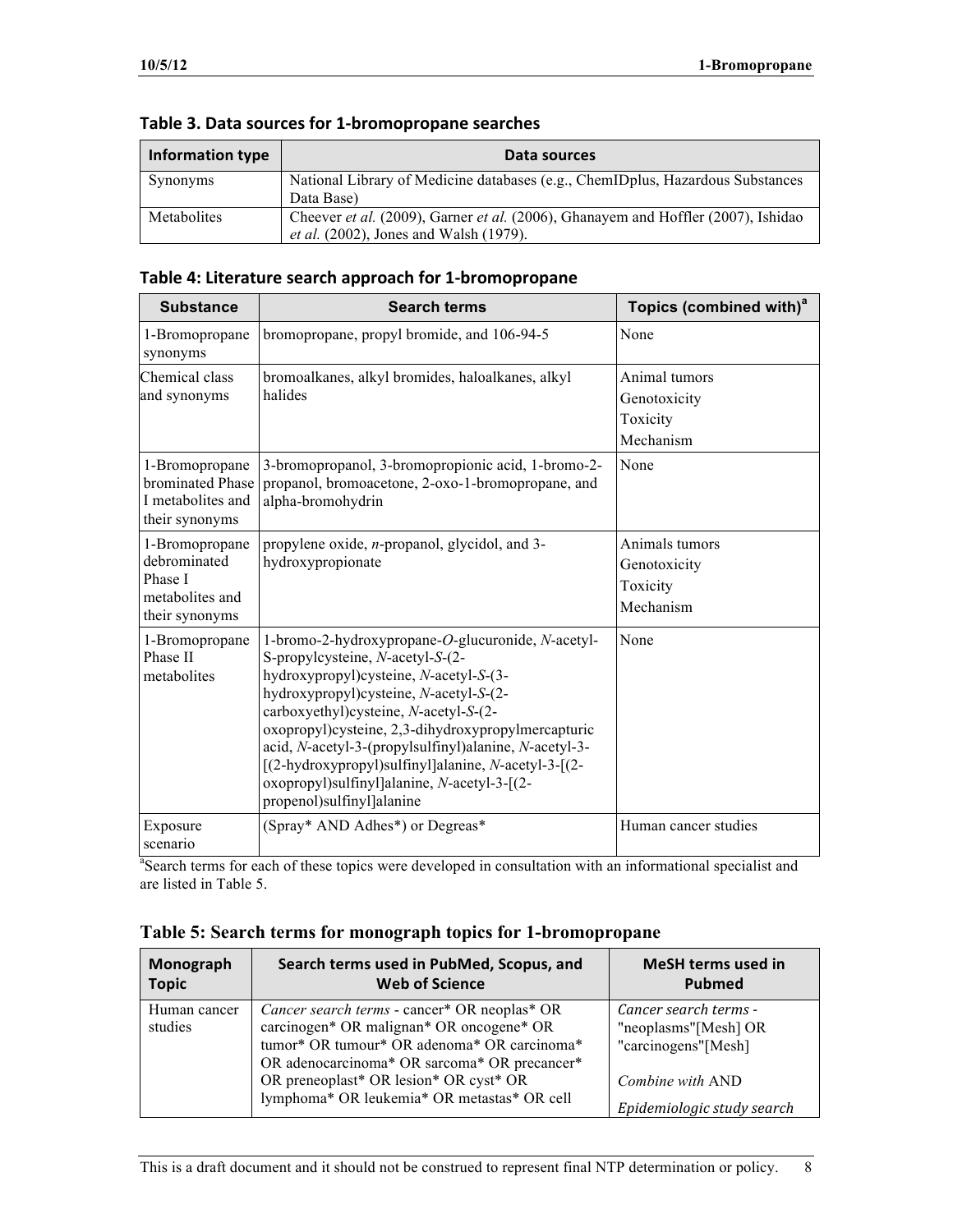**Table 3. Data sources for 1-bromopropane searches**

| Information type | Data sources |
| --- | --- |
| Synonyms | National Library of Medicine databases (e.g., ChemIDplus, Hazardous Substances Data Base) |
| Metabolites | Cheever *et al.* (2009), Garner *et al.* (2006), Ghanayem and Hoffler (2007), Ishidao *et al.* (2002), Jones and Walsh (1979). |

**Table 4: Literature search approach for 1-bromopropane**

| Substance | Search terms | Topics (combined with)[a] |
| --- | --- | --- |
| 1-Bromopropane synonyms | bromopropane, propyl bromide, and 106-94-5 | None |
| Chemical class and synonyms | bromoalkanes, alkyl bromides, haloalkanes, alkyl halides | Animal tumors<br>Genotoxicity<br>Toxicity<br>Mechanism |
| 1-Bromopropane brominated Phase I metabolites and their synonyms | 3-bromopropanol, 3-bromopropionic acid, 1-bromo-2-propanol, bromoacetone, 2-oxo-1-bromopropane, and alpha-bromohydrin | None |
| 1-Bromopropane debrominated Phase I metabolites and their synonyms | propylene oxide, *n*-propanol, glycidol, and 3-hydroxypropionate | Animals tumors<br>Genotoxicity<br>Toxicity<br>Mechanism |
| 1-Bromopropane Phase II metabolites | 1-bromo-2-hydroxypropane-*O*-glucuronide, *N*-acetyl-S-propylcysteine, *N*-acetyl-*S*-(2-hydroxypropyl)cysteine, *N*-acetyl-*S*-(3-hydroxypropyl)cysteine, *N*-acetyl-*S*-(2-carboxyethyl)cysteine, *N*-acetyl-*S*-(2-oxopropyl)cysteine, 2,3-dihydroxypropylmercapturic acid, *N*-acetyl-3-(propylsulfinyl)alanine, *N*-acetyl-3-[(2-hydroxypropyl)sulfinyl]alanine, *N*-acetyl-3-[(2-oxopropyl)sulfinyl]alanine, *N*-acetyl-3-[(2-propenol)sulfinyl]alanine | None |
| Exposure scenario | (Spray* AND Adhes*) or Degreas* | Human cancer studies |

[a]Search terms for each of these topics were developed in consultation with an informational specialist and are listed in Table 5.

**Table 5: Search terms for monograph topics for 1-bromopropane**

| Monograph Topic | Search terms used in PubMed, Scopus, and Web of Science | MeSH terms used in Pubmed |
| --- | --- | --- |
| Human cancer studies | *Cancer search terms* - cancer* OR neoplas* OR carcinogen* OR malignan* OR oncogene* OR tumor* OR tumour* OR adenoma* OR carcinoma* OR adenocarcinoma* OR sarcoma* OR precancer* OR preneoplast* OR lesion* OR cyst* OR lymphoma* OR leukemia* OR metastas* OR cell | *Cancer search terms* - "neoplasms"[Mesh] OR "carcinogens"[Mesh]<br><br>*Combine with* AND<br><br>*Epidemiologic study search* |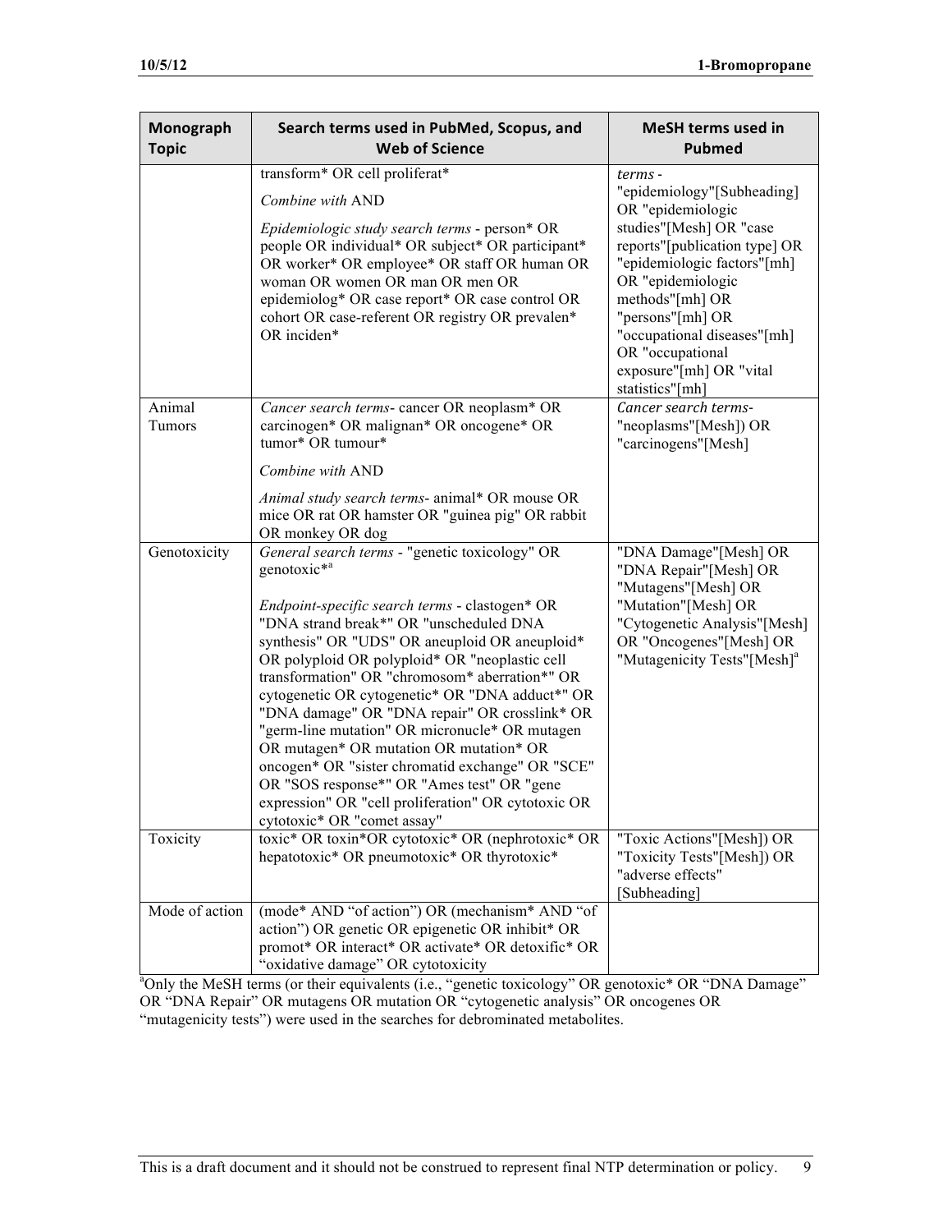| Monograph Topic | Search terms used in PubMed, Scopus, and Web of Science | MeSH terms used in Pubmed |
|---|---|---|
| | transform* OR cell proliferat*<br><br>*Combine with* AND<br><br>*Epidemiologic study search terms* - person* OR people OR individual* OR subject* OR participant* OR worker* OR employee* OR staff OR human OR woman OR women OR man OR men OR epidemiolog* OR case report* OR case control OR cohort OR case-referent OR registry OR prevalen* OR inciden* | *terms* - "epidemiology"[Subheading] OR "epidemiologic studies"[Mesh] OR "case reports"[publication type] OR "epidemiologic factors"[mh] OR "epidemiologic methods"[mh] OR "persons"[mh] OR "occupational diseases"[mh] OR "occupational exposure"[mh] OR "vital statistics"[mh] |
| Animal Tumors | *Cancer search terms*- cancer OR neoplasm* OR carcinogen* OR malignan* OR oncogene* OR tumor* OR tumour*<br><br>*Combine with* AND<br><br>*Animal study search terms*- animal* OR mouse OR mice OR rat OR hamster OR "guinea pig" OR rabbit OR monkey OR dog | *Cancer search terms*- "neoplasms"[Mesh]) OR "carcinogens"[Mesh] |
| Genotoxicity | *General search terms* - "genetic toxicology" OR genotoxic*[a]<br><br>*Endpoint-specific search terms* - clastogen* OR "DNA strand break*" OR "unscheduled DNA synthesis" OR "UDS" OR aneuploid OR aneuploid* OR polyploid OR polyploid* OR "neoplastic cell transformation" OR "chromosom* aberration*" OR cytogenetic OR cytogenetic* OR "DNA adduct*" OR "DNA damage" OR "DNA repair" OR crosslink* OR "germ-line mutation" OR micronucle* OR mutagen OR mutagen* OR mutation OR mutation* OR oncogen* OR "sister chromatid exchange" OR "SCE" OR "SOS response*" OR "Ames test" OR "gene expression" OR "cell proliferation" OR cytotoxic OR cytotoxic* OR "comet assay" | "DNA Damage"[Mesh] OR "DNA Repair"[Mesh] OR "Mutagens"[Mesh] OR "Mutation"[Mesh] OR "Cytogenetic Analysis"[Mesh] OR "Oncogenes"[Mesh] OR "Mutagenicity Tests"[Mesh][a] |
| Toxicity | toxic* OR toxin*OR cytotoxic* OR (nephrotoxic* OR hepatotoxic* OR pneumotoxic* OR thyrotoxic* | "Toxic Actions"[Mesh]) OR "Toxicity Tests"[Mesh]) OR "adverse effects" [Subheading] |
| Mode of action | (mode* AND "of action") OR (mechanism* AND "of action") OR genetic OR epigenetic OR inhibit* OR promot* OR interact* OR activate* OR detoxific* OR "oxidative damage" OR cytotoxicity | |

[a]Only the MeSH terms (or their equivalents (i.e., "genetic toxicology" OR genotoxic* OR "DNA Damage" OR "DNA Repair" OR mutagens OR mutation OR "cytogenetic analysis" OR oncogenes OR "mutagenicity tests") were used in the searches for debrominated metabolites.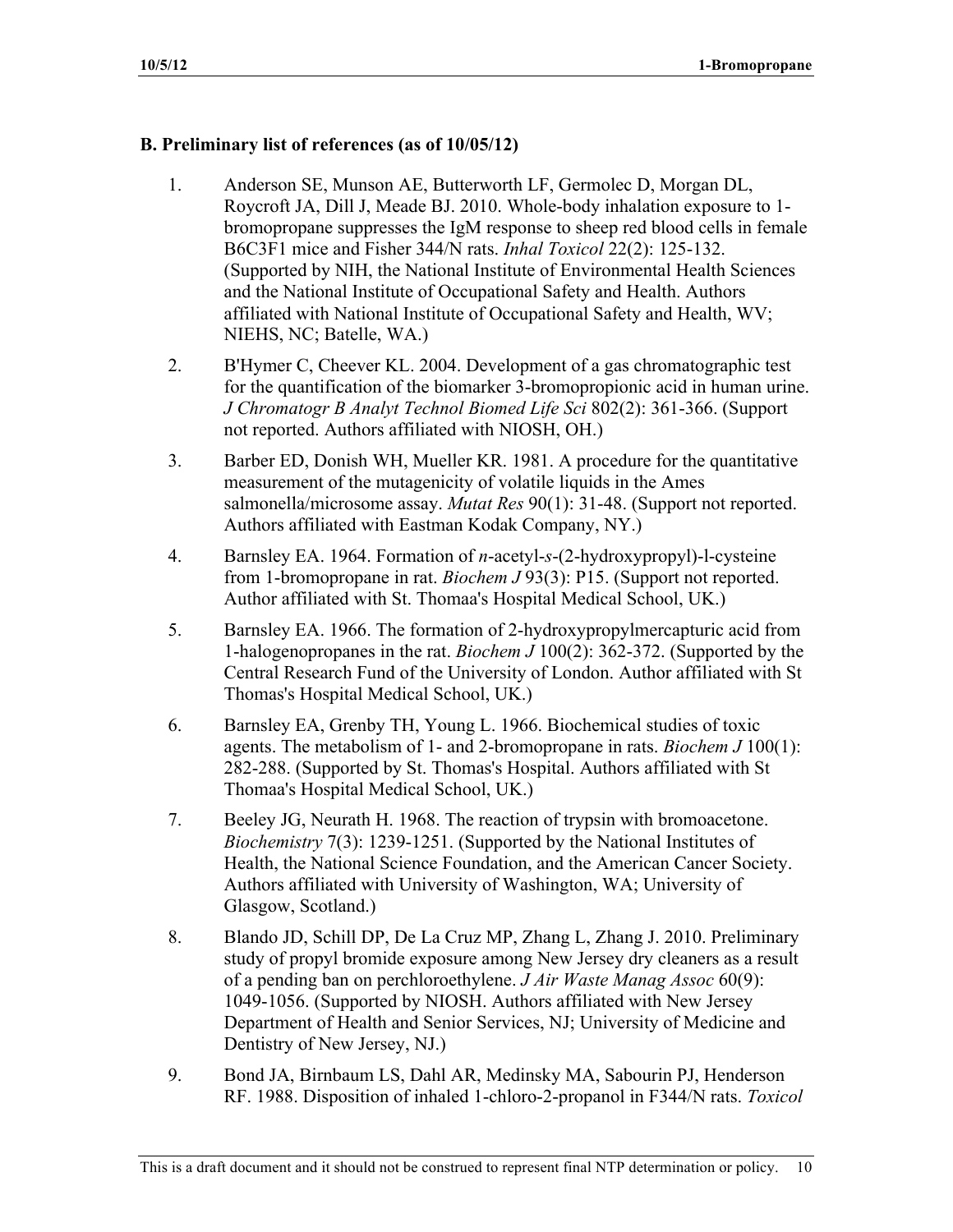## B. Preliminary list of references (as of 10/05/12)

1. Anderson SE, Munson AE, Butterworth LF, Germolec D, Morgan DL, Roycroft JA, Dill J, Meade BJ. 2010. Whole-body inhalation exposure to 1-bromopropane suppresses the IgM response to sheep red blood cells in female B6C3F1 mice and Fisher 344/N rats. *Inhal Toxicol* 22(2): 125-132. (Supported by NIH, the National Institute of Environmental Health Sciences and the National Institute of Occupational Safety and Health. Authors affiliated with National Institute of Occupational Safety and Health, WV; NIEHS, NC; Batelle, WA.)

2. B'Hymer C, Cheever KL. 2004. Development of a gas chromatographic test for the quantification of the biomarker 3-bromopropionic acid in human urine. *J Chromatogr B Analyt Technol Biomed Life Sci* 802(2): 361-366. (Support not reported. Authors affiliated with NIOSH, OH.)

3. Barber ED, Donish WH, Mueller KR. 1981. A procedure for the quantitative measurement of the mutagenicity of volatile liquids in the Ames salmonella/microsome assay. *Mutat Res* 90(1): 31-48. (Support not reported. Authors affiliated with Eastman Kodak Company, NY.)

4. Barnsley EA. 1964. Formation of *n*-acetyl-*s*-(2-hydroxypropyl)-l-cysteine from 1-bromopropane in rat. *Biochem J* 93(3): P15. (Support not reported. Author affiliated with St. Thomaa's Hospital Medical School, UK.)

5. Barnsley EA. 1966. The formation of 2-hydroxypropylmercapturic acid from 1-halogenopropanes in the rat. *Biochem J* 100(2): 362-372. (Supported by the Central Research Fund of the University of London. Author affiliated with St Thomas's Hospital Medical School, UK.)

6. Barnsley EA, Grenby TH, Young L. 1966. Biochemical studies of toxic agents. The metabolism of 1- and 2-bromopropane in rats. *Biochem J* 100(1): 282-288. (Supported by St. Thomas's Hospital. Authors affiliated with St Thomaa's Hospital Medical School, UK.)

7. Beeley JG, Neurath H. 1968. The reaction of trypsin with bromoacetone. *Biochemistry* 7(3): 1239-1251. (Supported by the National Institutes of Health, the National Science Foundation, and the American Cancer Society. Authors affiliated with University of Washington, WA; University of Glasgow, Scotland.)

8. Blando JD, Schill DP, De La Cruz MP, Zhang L, Zhang J. 2010. Preliminary study of propyl bromide exposure among New Jersey dry cleaners as a result of a pending ban on perchloroethylene. *J Air Waste Manag Assoc* 60(9): 1049-1056. (Supported by NIOSH. Authors affiliated with New Jersey Department of Health and Senior Services, NJ; University of Medicine and Dentistry of New Jersey, NJ.)

9. Bond JA, Birnbaum LS, Dahl AR, Medinsky MA, Sabourin PJ, Henderson RF. 1988. Disposition of inhaled 1-chloro-2-propanol in F344/N rats. *Toxicol*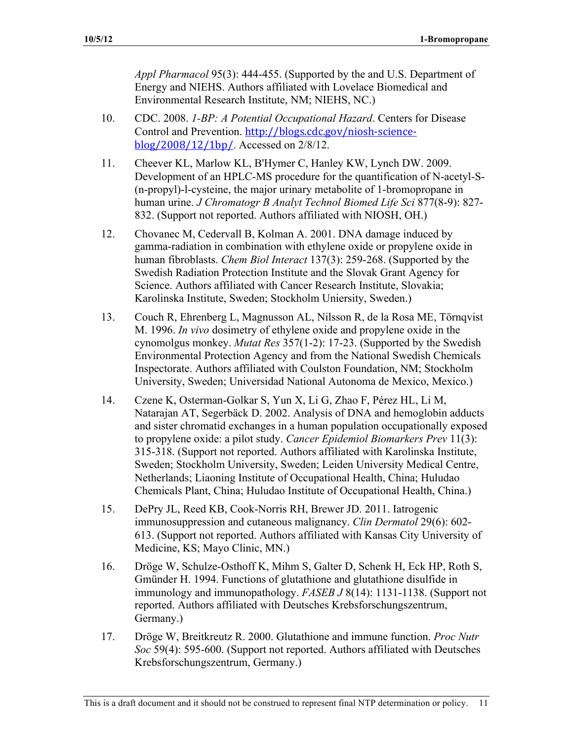*Appl Pharmacol* 95(3): 444-455. (Supported by the and U.S. Department of Energy and NIEHS. Authors affiliated with Lovelace Biomedical and Environmental Research Institute, NM; NIEHS, NC.)

10. CDC. 2008. *1-BP: A Potential Occupational Hazard*. Centers for Disease Control and Prevention. http://blogs.cdc.gov/niosh-science-blog/2008/12/1bp/. Accessed on 2/8/12.

11. Cheever KL, Marlow KL, B'Hymer C, Hanley KW, Lynch DW. 2009. Development of an HPLC-MS procedure for the quantification of N-acetyl-S-(n-propyl)-l-cysteine, the major urinary metabolite of 1-bromopropane in human urine. *J Chromatogr B Analyt Technol Biomed Life Sci* 877(8-9): 827-832. (Support not reported. Authors affiliated with NIOSH, OH.)

12. Chovanec M, Cedervall B, Kolman A. 2001. DNA damage induced by gamma-radiation in combination with ethylene oxide or propylene oxide in human fibroblasts. *Chem Biol Interact* 137(3): 259-268. (Supported by the Swedish Radiation Protection Institute and the Slovak Grant Agency for Science. Authors affiliated with Cancer Research Institute, Slovakia; Karolinska Institute, Sweden; Stockholm Uniersity, Sweden.)

13. Couch R, Ehrenberg L, Magnusson AL, Nilsson R, de la Rosa ME, Törnqvist M. 1996. *In vivo* dosimetry of ethylene oxide and propylene oxide in the cynomolgus monkey. *Mutat Res* 357(1-2): 17-23. (Supported by the Swedish Environmental Protection Agency and from the National Swedish Chemicals Inspectorate. Authors affiliated with Coulston Foundation, NM; Stockholm University, Sweden; Universidad National Autonoma de Mexico, Mexico.)

14. Czene K, Osterman-Golkar S, Yun X, Li G, Zhao F, Pérez HL, Li M, Natarajan AT, Segerbäck D. 2002. Analysis of DNA and hemoglobin adducts and sister chromatid exchanges in a human population occupationally exposed to propylene oxide: a pilot study. *Cancer Epidemiol Biomarkers Prev* 11(3): 315-318. (Support not reported. Authors affiliated with Karolinska Institute, Sweden; Stockholm University, Sweden; Leiden University Medical Centre, Netherlands; Liaoning Institute of Occupational Health, China; Huludao Chemicals Plant, China; Huludao Institute of Occupational Health, China.)

15. DePry JL, Reed KB, Cook-Norris RH, Brewer JD. 2011. Iatrogenic immunosuppression and cutaneous malignancy. *Clin Dermatol* 29(6): 602-613. (Support not reported. Authors affiliated with Kansas City University of Medicine, KS; Mayo Clinic, MN.)

16. Dröge W, Schulze-Osthoff K, Mihm S, Galter D, Schenk H, Eck HP, Roth S, Gmünder H. 1994. Functions of glutathione and glutathione disulfide in immunology and immunopathology. *FASEB J* 8(14): 1131-1138. (Support not reported. Authors affiliated with Deutsches Krebsforschungszentrum, Germany.)

17. Dröge W, Breitkreutz R. 2000. Glutathione and immune function. *Proc Nutr Soc* 59(4): 595-600. (Support not reported. Authors affiliated with Deutsches Krebsforschungszentrum, Germany.)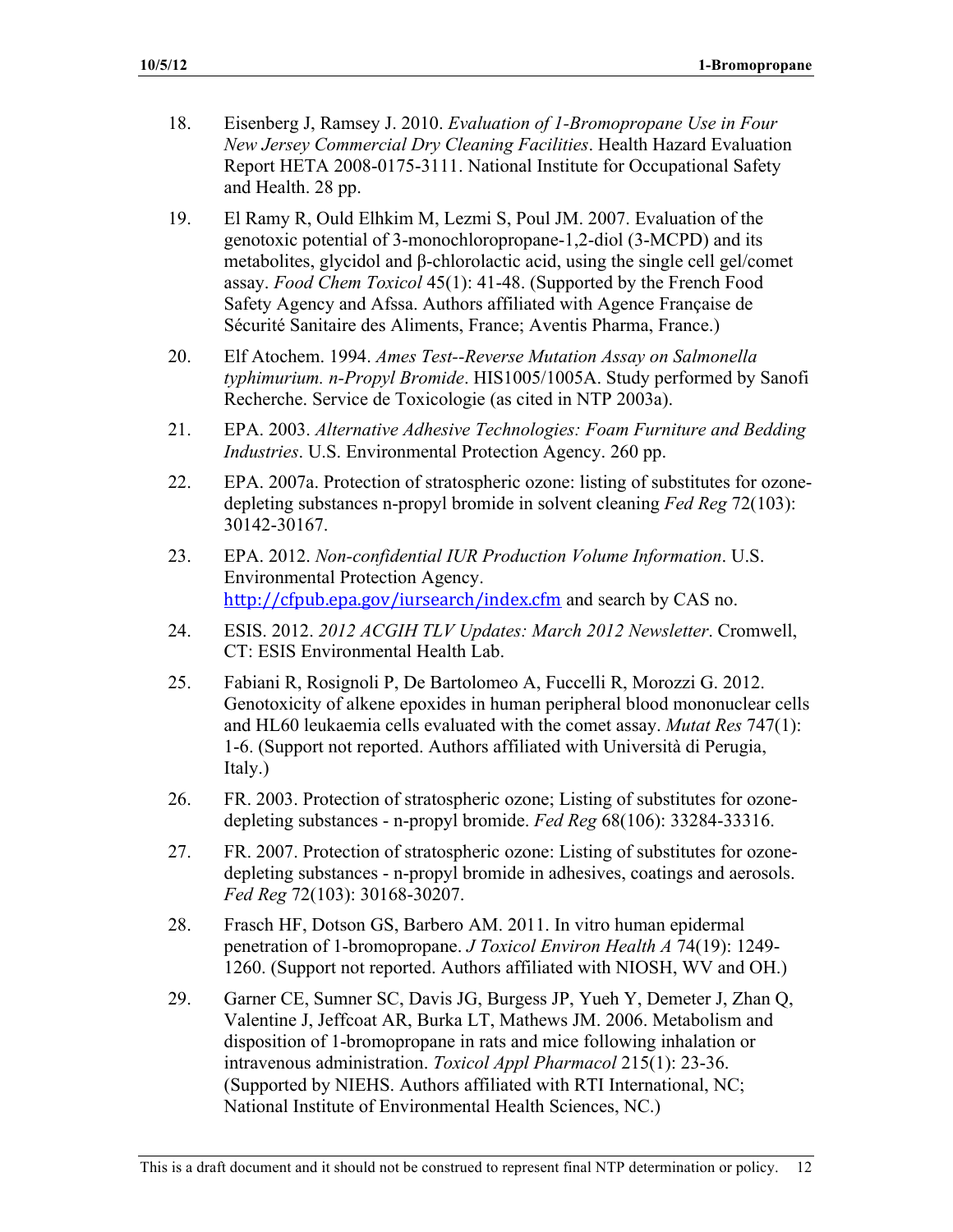18. Eisenberg J, Ramsey J. 2010. *Evaluation of 1-Bromopropane Use in Four New Jersey Commercial Dry Cleaning Facilities*. Health Hazard Evaluation Report HETA 2008-0175-3111. National Institute for Occupational Safety and Health. 28 pp.

19. El Ramy R, Ould Elhkim M, Lezmi S, Poul JM. 2007. Evaluation of the genotoxic potential of 3-monochloropropane-1,2-diol (3-MCPD) and its metabolites, glycidol and β-chlorolactic acid, using the single cell gel/comet assay. *Food Chem Toxicol* 45(1): 41-48. (Supported by the French Food Safety Agency and Afssa. Authors affiliated with Agence Française de Sécurité Sanitaire des Aliments, France; Aventis Pharma, France.)

20. Elf Atochem. 1994. *Ames Test--Reverse Mutation Assay on Salmonella typhimurium. n-Propyl Bromide*. HIS1005/1005A. Study performed by Sanofi Recherche. Service de Toxicologie (as cited in NTP 2003a).

21. EPA. 2003. *Alternative Adhesive Technologies: Foam Furniture and Bedding Industries*. U.S. Environmental Protection Agency. 260 pp.

22. EPA. 2007a. Protection of stratospheric ozone: listing of substitutes for ozone-depleting substances n-propyl bromide in solvent cleaning *Fed Reg* 72(103): 30142-30167.

23. EPA. 2012. *Non-confidential IUR Production Volume Information*. U.S. Environmental Protection Agency. http://cfpub.epa.gov/iursearch/index.cfm and search by CAS no.

24. ESIS. 2012. *2012 ACGIH TLV Updates: March 2012 Newsletter*. Cromwell, CT: ESIS Environmental Health Lab.

25. Fabiani R, Rosignoli P, De Bartolomeo A, Fuccelli R, Morozzi G. 2012. Genotoxicity of alkene epoxides in human peripheral blood mononuclear cells and HL60 leukaemia cells evaluated with the comet assay. *Mutat Res* 747(1): 1-6. (Support not reported. Authors affiliated with Università di Perugia, Italy.)

26. FR. 2003. Protection of stratospheric ozone; Listing of substitutes for ozone-depleting substances - n-propyl bromide. *Fed Reg* 68(106): 33284-33316.

27. FR. 2007. Protection of stratospheric ozone: Listing of substitutes for ozone-depleting substances - n-propyl bromide in adhesives, coatings and aerosols. *Fed Reg* 72(103): 30168-30207.

28. Frasch HF, Dotson GS, Barbero AM. 2011. In vitro human epidermal penetration of 1-bromopropane. *J Toxicol Environ Health A* 74(19): 1249-1260. (Support not reported. Authors affiliated with NIOSH, WV and OH.)

29. Garner CE, Sumner SC, Davis JG, Burgess JP, Yueh Y, Demeter J, Zhan Q, Valentine J, Jeffcoat AR, Burka LT, Mathews JM. 2006. Metabolism and disposition of 1-bromopropane in rats and mice following inhalation or intravenous administration. *Toxicol Appl Pharmacol* 215(1): 23-36. (Supported by NIEHS. Authors affiliated with RTI International, NC; National Institute of Environmental Health Sciences, NC.)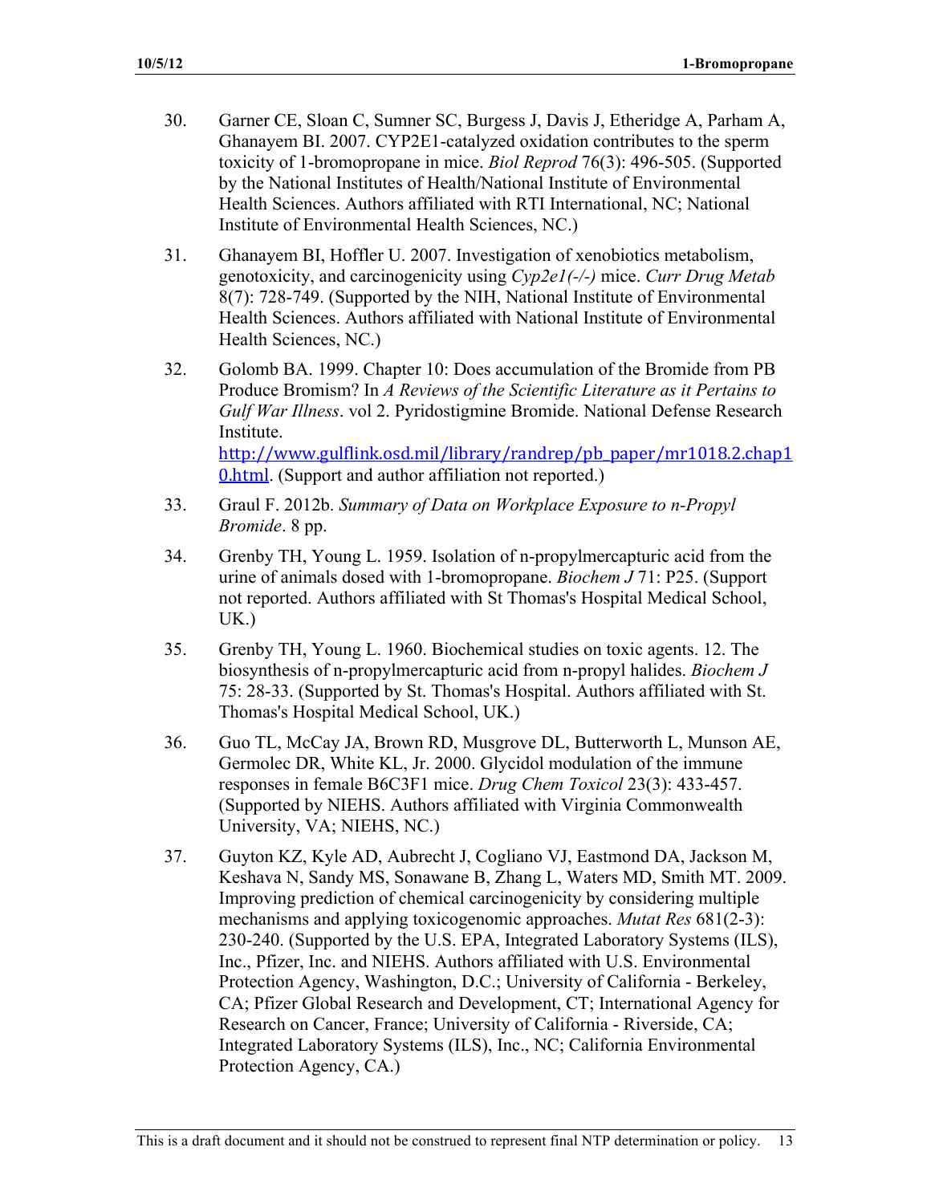30. Garner CE, Sloan C, Sumner SC, Burgess J, Davis J, Etheridge A, Parham A, Ghanayem BI. 2007. CYP2E1-catalyzed oxidation contributes to the sperm toxicity of 1-bromopropane in mice. *Biol Reprod* 76(3): 496-505. (Supported by the National Institutes of Health/National Institute of Environmental Health Sciences. Authors affiliated with RTI International, NC; National Institute of Environmental Health Sciences, NC.)

31. Ghanayem BI, Hoffler U. 2007. Investigation of xenobiotics metabolism, genotoxicity, and carcinogenicity using *Cyp2e1(-/-)* mice. *Curr Drug Metab* 8(7): 728-749. (Supported by the NIH, National Institute of Environmental Health Sciences. Authors affiliated with National Institute of Environmental Health Sciences, NC.)

32. Golomb BA. 1999. Chapter 10: Does accumulation of the Bromide from PB Produce Bromism? In *A Reviews of the Scientific Literature as it Pertains to Gulf War Illness*. vol 2. Pyridostigmine Bromide. National Defense Research Institute. http://www.gulflink.osd.mil/library/randrep/pb_paper/mr1018.2.chap10.html. (Support and author affiliation not reported.)

33. Graul F. 2012b. *Summary of Data on Workplace Exposure to n-Propyl Bromide*. 8 pp.

34. Grenby TH, Young L. 1959. Isolation of n-propylmercapturic acid from the urine of animals dosed with 1-bromopropane. *Biochem J* 71: P25. (Support not reported. Authors affiliated with St Thomas's Hospital Medical School, UK.)

35. Grenby TH, Young L. 1960. Biochemical studies on toxic agents. 12. The biosynthesis of n-propylmercapturic acid from n-propyl halides. *Biochem J* 75: 28-33. (Supported by St. Thomas's Hospital. Authors affiliated with St. Thomas's Hospital Medical School, UK.)

36. Guo TL, McCay JA, Brown RD, Musgrove DL, Butterworth L, Munson AE, Germolec DR, White KL, Jr. 2000. Glycidol modulation of the immune responses in female B6C3F1 mice. *Drug Chem Toxicol* 23(3): 433-457. (Supported by NIEHS. Authors affiliated with Virginia Commonwealth University, VA; NIEHS, NC.)

37. Guyton KZ, Kyle AD, Aubrecht J, Cogliano VJ, Eastmond DA, Jackson M, Keshava N, Sandy MS, Sonawane B, Zhang L, Waters MD, Smith MT. 2009. Improving prediction of chemical carcinogenicity by considering multiple mechanisms and applying toxicogenomic approaches. *Mutat Res* 681(2-3): 230-240. (Supported by the U.S. EPA, Integrated Laboratory Systems (ILS), Inc., Pfizer, Inc. and NIEHS. Authors affiliated with U.S. Environmental Protection Agency, Washington, D.C.; University of California - Berkeley, CA; Pfizer Global Research and Development, CT; International Agency for Research on Cancer, France; University of California - Riverside, CA; Integrated Laboratory Systems (ILS), Inc., NC; California Environmental Protection Agency, CA.)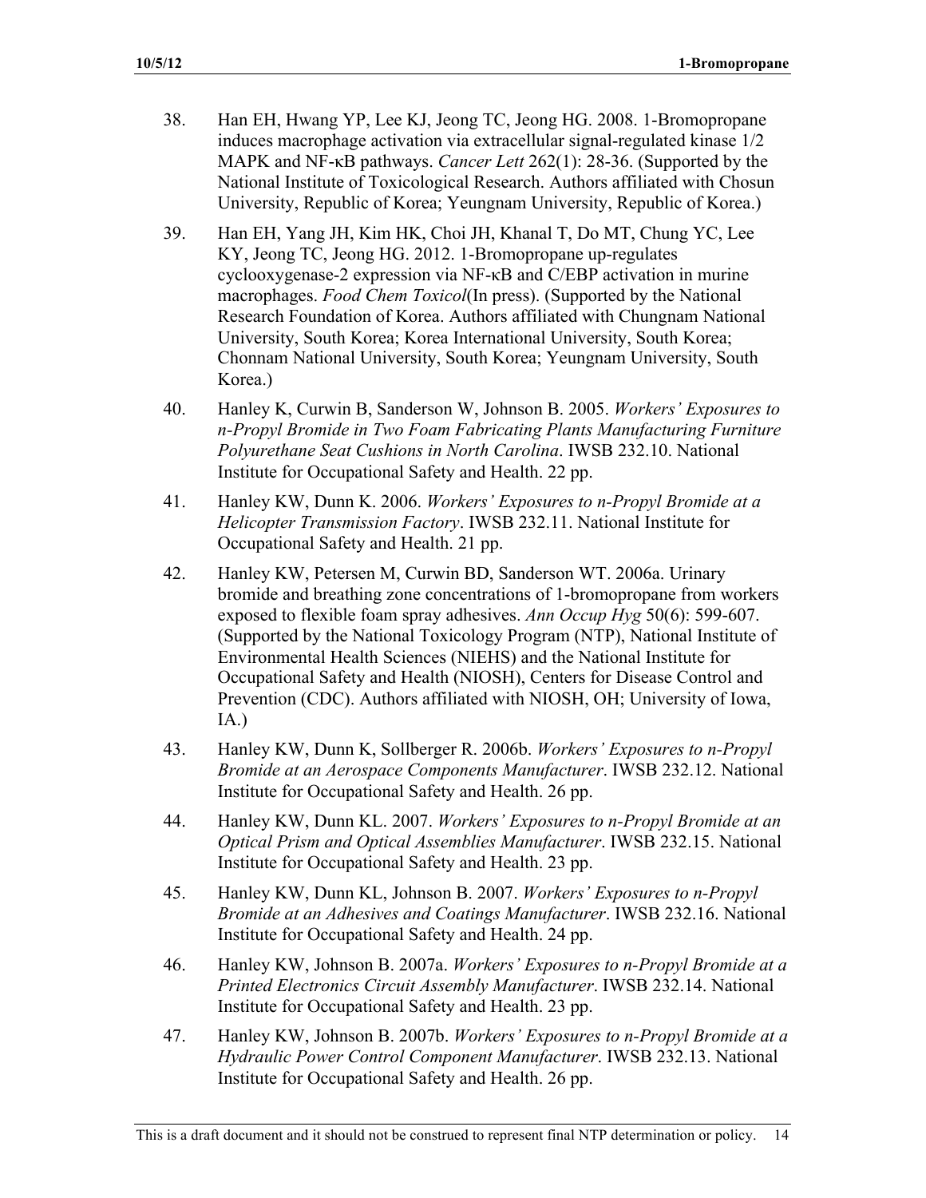38. Han EH, Hwang YP, Lee KJ, Jeong TC, Jeong HG. 2008. 1-Bromopropane induces macrophage activation via extracellular signal-regulated kinase 1/2 MAPK and NF-κB pathways. *Cancer Lett* 262(1): 28-36. (Supported by the National Institute of Toxicological Research. Authors affiliated with Chosun University, Republic of Korea; Yeungnam University, Republic of Korea.)

39. Han EH, Yang JH, Kim HK, Choi JH, Khanal T, Do MT, Chung YC, Lee KY, Jeong TC, Jeong HG. 2012. 1-Bromopropane up-regulates cyclooxygenase-2 expression via NF-κB and C/EBP activation in murine macrophages. *Food Chem Toxicol*(In press). (Supported by the National Research Foundation of Korea. Authors affiliated with Chungnam National University, South Korea; Korea International University, South Korea; Chonnam National University, South Korea; Yeungnam University, South Korea.)

40. Hanley K, Curwin B, Sanderson W, Johnson B. 2005. *Workers' Exposures to n-Propyl Bromide in Two Foam Fabricating Plants Manufacturing Furniture Polyurethane Seat Cushions in North Carolina*. IWSB 232.10. National Institute for Occupational Safety and Health. 22 pp.

41. Hanley KW, Dunn K. 2006. *Workers' Exposures to n-Propyl Bromide at a Helicopter Transmission Factory*. IWSB 232.11. National Institute for Occupational Safety and Health. 21 pp.

42. Hanley KW, Petersen M, Curwin BD, Sanderson WT. 2006a. Urinary bromide and breathing zone concentrations of 1-bromopropane from workers exposed to flexible foam spray adhesives. *Ann Occup Hyg* 50(6): 599-607. (Supported by the National Toxicology Program (NTP), National Institute of Environmental Health Sciences (NIEHS) and the National Institute for Occupational Safety and Health (NIOSH), Centers for Disease Control and Prevention (CDC). Authors affiliated with NIOSH, OH; University of Iowa, IA.)

43. Hanley KW, Dunn K, Sollberger R. 2006b. *Workers' Exposures to n-Propyl Bromide at an Aerospace Components Manufacturer*. IWSB 232.12. National Institute for Occupational Safety and Health. 26 pp.

44. Hanley KW, Dunn KL. 2007. *Workers' Exposures to n-Propyl Bromide at an Optical Prism and Optical Assemblies Manufacturer*. IWSB 232.15. National Institute for Occupational Safety and Health. 23 pp.

45. Hanley KW, Dunn KL, Johnson B. 2007. *Workers' Exposures to n-Propyl Bromide at an Adhesives and Coatings Manufacturer*. IWSB 232.16. National Institute for Occupational Safety and Health. 24 pp.

46. Hanley KW, Johnson B. 2007a. *Workers' Exposures to n-Propyl Bromide at a Printed Electronics Circuit Assembly Manufacturer*. IWSB 232.14. National Institute for Occupational Safety and Health. 23 pp.

47. Hanley KW, Johnson B. 2007b. *Workers' Exposures to n-Propyl Bromide at a Hydraulic Power Control Component Manufacturer*. IWSB 232.13. National Institute for Occupational Safety and Health. 26 pp.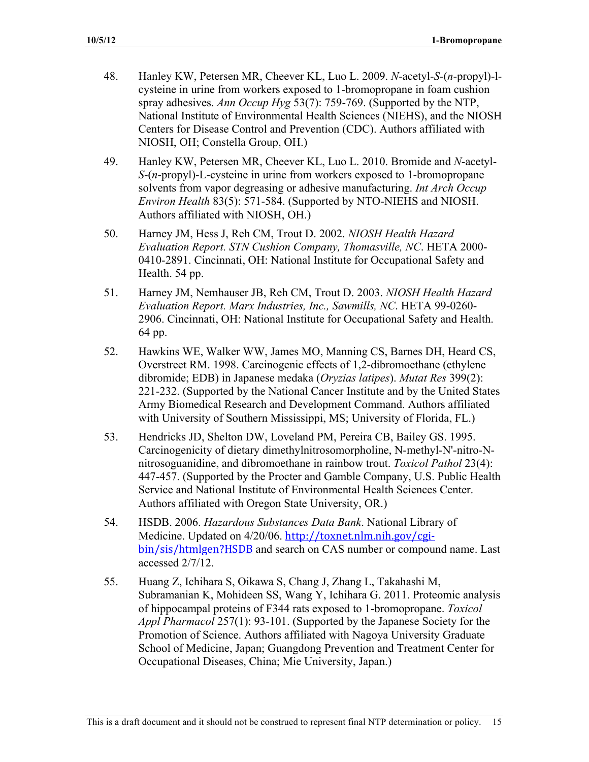48. Hanley KW, Petersen MR, Cheever KL, Luo L. 2009. *N*-acetyl-*S*-(*n*-propyl)-l-cysteine in urine from workers exposed to 1-bromopropane in foam cushion spray adhesives. *Ann Occup Hyg* 53(7): 759-769. (Supported by the NTP, National Institute of Environmental Health Sciences (NIEHS), and the NIOSH Centers for Disease Control and Prevention (CDC). Authors affiliated with NIOSH, OH; Constella Group, OH.)

49. Hanley KW, Petersen MR, Cheever KL, Luo L. 2010. Bromide and *N*-acetyl-*S*-(*n*-propyl)-L-cysteine in urine from workers exposed to 1-bromopropane solvents from vapor degreasing or adhesive manufacturing. *Int Arch Occup Environ Health* 83(5): 571-584. (Supported by NTO-NIEHS and NIOSH. Authors affiliated with NIOSH, OH.)

50. Harney JM, Hess J, Reh CM, Trout D. 2002. *NIOSH Health Hazard Evaluation Report. STN Cushion Company, Thomasville, NC*. HETA 2000-0410-2891. Cincinnati, OH: National Institute for Occupational Safety and Health. 54 pp.

51. Harney JM, Nemhauser JB, Reh CM, Trout D. 2003. *NIOSH Health Hazard Evaluation Report. Marx Industries, Inc., Sawmills, NC*. HETA 99-0260-2906. Cincinnati, OH: National Institute for Occupational Safety and Health. 64 pp.

52. Hawkins WE, Walker WW, James MO, Manning CS, Barnes DH, Heard CS, Overstreet RM. 1998. Carcinogenic effects of 1,2-dibromoethane (ethylene dibromide; EDB) in Japanese medaka (*Oryzias latipes*). *Mutat Res* 399(2): 221-232. (Supported by the National Cancer Institute and by the United States Army Biomedical Research and Development Command. Authors affiliated with University of Southern Mississippi, MS; University of Florida, FL.)

53. Hendricks JD, Shelton DW, Loveland PM, Pereira CB, Bailey GS. 1995. Carcinogenicity of dietary dimethylnitrosomorpholine, N-methyl-N'-nitro-N-nitrosoguanidine, and dibromoethane in rainbow trout. *Toxicol Pathol* 23(4): 447-457. (Supported by the Procter and Gamble Company, U.S. Public Health Service and National Institute of Environmental Health Sciences Center. Authors affiliated with Oregon State University, OR.)

54. HSDB. 2006. *Hazardous Substances Data Bank*. National Library of Medicine. Updated on 4/20/06. http://toxnet.nlm.nih.gov/cgi-bin/sis/htmlgen?HSDB and search on CAS number or compound name. Last accessed 2/7/12.

55. Huang Z, Ichihara S, Oikawa S, Chang J, Zhang L, Takahashi M, Subramanian K, Mohideen SS, Wang Y, Ichihara G. 2011. Proteomic analysis of hippocampal proteins of F344 rats exposed to 1-bromopropane. *Toxicol Appl Pharmacol* 257(1): 93-101. (Supported by the Japanese Society for the Promotion of Science. Authors affiliated with Nagoya University Graduate School of Medicine, Japan; Guangdong Prevention and Treatment Center for Occupational Diseases, China; Mie University, Japan.)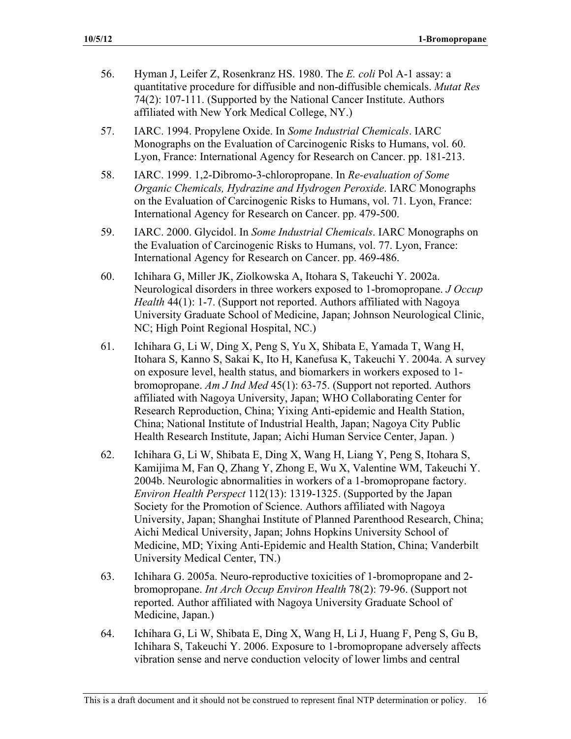56. Hyman J, Leifer Z, Rosenkranz HS. 1980. The *E. coli* Pol A-1 assay: a quantitative procedure for diffusible and non-diffusible chemicals. *Mutat Res* 74(2): 107-111. (Supported by the National Cancer Institute. Authors affiliated with New York Medical College, NY.)

57. IARC. 1994. Propylene Oxide. In *Some Industrial Chemicals*. IARC Monographs on the Evaluation of Carcinogenic Risks to Humans, vol. 60. Lyon, France: International Agency for Research on Cancer. pp. 181-213.

58. IARC. 1999. 1,2-Dibromo-3-chloropropane. In *Re-evaluation of Some Organic Chemicals, Hydrazine and Hydrogen Peroxide*. IARC Monographs on the Evaluation of Carcinogenic Risks to Humans, vol. 71. Lyon, France: International Agency for Research on Cancer. pp. 479-500.

59. IARC. 2000. Glycidol. In *Some Industrial Chemicals*. IARC Monographs on the Evaluation of Carcinogenic Risks to Humans, vol. 77. Lyon, France: International Agency for Research on Cancer. pp. 469-486.

60. Ichihara G, Miller JK, Ziolkowska A, Itohara S, Takeuchi Y. 2002a. Neurological disorders in three workers exposed to 1-bromopropane. *J Occup Health* 44(1): 1-7. (Support not reported. Authors affiliated with Nagoya University Graduate School of Medicine, Japan; Johnson Neurological Clinic, NC; High Point Regional Hospital, NC.)

61. Ichihara G, Li W, Ding X, Peng S, Yu X, Shibata E, Yamada T, Wang H, Itohara S, Kanno S, Sakai K, Ito H, Kanefusa K, Takeuchi Y. 2004a. A survey on exposure level, health status, and biomarkers in workers exposed to 1-bromopropane. *Am J Ind Med* 45(1): 63-75. (Support not reported. Authors affiliated with Nagoya University, Japan; WHO Collaborating Center for Research Reproduction, China; Yixing Anti-epidemic and Health Station, China; National Institute of Industrial Health, Japan; Nagoya City Public Health Research Institute, Japan; Aichi Human Service Center, Japan. )

62. Ichihara G, Li W, Shibata E, Ding X, Wang H, Liang Y, Peng S, Itohara S, Kamijima M, Fan Q, Zhang Y, Zhong E, Wu X, Valentine WM, Takeuchi Y. 2004b. Neurologic abnormalities in workers of a 1-bromopropane factory. *Environ Health Perspect* 112(13): 1319-1325. (Supported by the Japan Society for the Promotion of Science. Authors affiliated with Nagoya University, Japan; Shanghai Institute of Planned Parenthood Research, China; Aichi Medical University, Japan; Johns Hopkins University School of Medicine, MD; Yixing Anti-Epidemic and Health Station, China; Vanderbilt University Medical Center, TN.)

63. Ichihara G. 2005a. Neuro-reproductive toxicities of 1-bromopropane and 2-bromopropane. *Int Arch Occup Environ Health* 78(2): 79-96. (Support not reported. Author affiliated with Nagoya University Graduate School of Medicine, Japan.)

64. Ichihara G, Li W, Shibata E, Ding X, Wang H, Li J, Huang F, Peng S, Gu B, Ichihara S, Takeuchi Y. 2006. Exposure to 1-bromopropane adversely affects vibration sense and nerve conduction velocity of lower limbs and central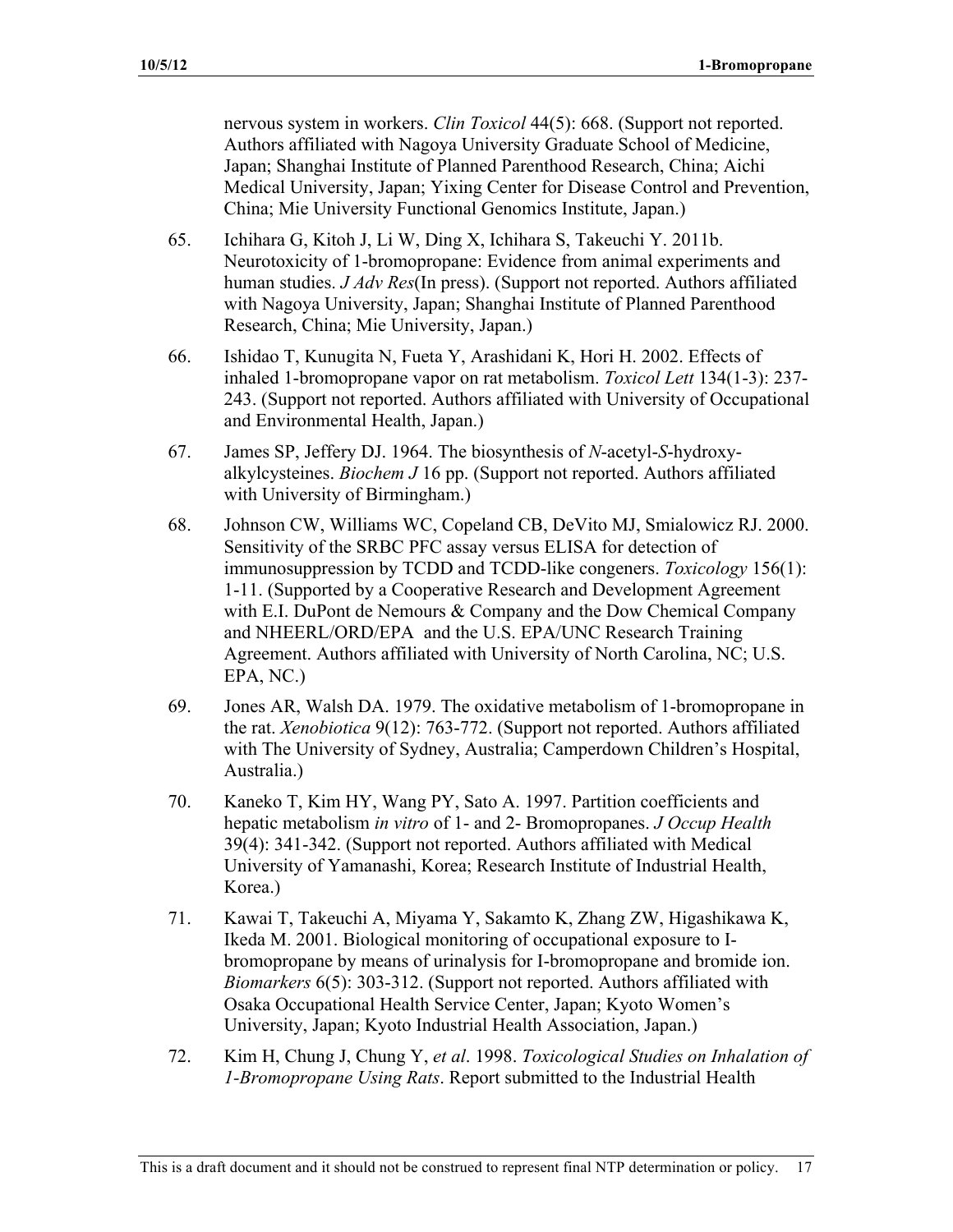nervous system in workers. *Clin Toxicol* 44(5): 668. (Support not reported. Authors affiliated with Nagoya University Graduate School of Medicine, Japan; Shanghai Institute of Planned Parenthood Research, China; Aichi Medical University, Japan; Yixing Center for Disease Control and Prevention, China; Mie University Functional Genomics Institute, Japan.)

65. Ichihara G, Kitoh J, Li W, Ding X, Ichihara S, Takeuchi Y. 2011b. Neurotoxicity of 1-bromopropane: Evidence from animal experiments and human studies. *J Adv Res*(In press). (Support not reported. Authors affiliated with Nagoya University, Japan; Shanghai Institute of Planned Parenthood Research, China; Mie University, Japan.)

66. Ishidao T, Kunugita N, Fueta Y, Arashidani K, Hori H. 2002. Effects of inhaled 1-bromopropane vapor on rat metabolism. *Toxicol Lett* 134(1-3): 237-243. (Support not reported. Authors affiliated with University of Occupational and Environmental Health, Japan.)

67. James SP, Jeffery DJ. 1964. The biosynthesis of *N*-acetyl-*S*-hydroxy-alkylcysteines. *Biochem J* 16 pp. (Support not reported. Authors affiliated with University of Birmingham.)

68. Johnson CW, Williams WC, Copeland CB, DeVito MJ, Smialowicz RJ. 2000. Sensitivity of the SRBC PFC assay versus ELISA for detection of immunosuppression by TCDD and TCDD-like congeners. *Toxicology* 156(1): 1-11. (Supported by a Cooperative Research and Development Agreement with E.I. DuPont de Nemours & Company and the Dow Chemical Company and NHEERL/ORD/EPA and the U.S. EPA/UNC Research Training Agreement. Authors affiliated with University of North Carolina, NC; U.S. EPA, NC.)

69. Jones AR, Walsh DA. 1979. The oxidative metabolism of 1-bromopropane in the rat. *Xenobiotica* 9(12): 763-772. (Support not reported. Authors affiliated with The University of Sydney, Australia; Camperdown Children's Hospital, Australia.)

70. Kaneko T, Kim HY, Wang PY, Sato A. 1997. Partition coefficients and hepatic metabolism *in vitro* of 1- and 2- Bromopropanes. *J Occup Health* 39(4): 341-342. (Support not reported. Authors affiliated with Medical University of Yamanashi, Korea; Research Institute of Industrial Health, Korea.)

71. Kawai T, Takeuchi A, Miyama Y, Sakamto K, Zhang ZW, Higashikawa K, Ikeda M. 2001. Biological monitoring of occupational exposure to I-bromopropane by means of urinalysis for I-bromopropane and bromide ion. *Biomarkers* 6(5): 303-312. (Support not reported. Authors affiliated with Osaka Occupational Health Service Center, Japan; Kyoto Women's University, Japan; Kyoto Industrial Health Association, Japan.)

72. Kim H, Chung J, Chung Y, *et al*. 1998. *Toxicological Studies on Inhalation of 1-Bromopropane Using Rats*. Report submitted to the Industrial Health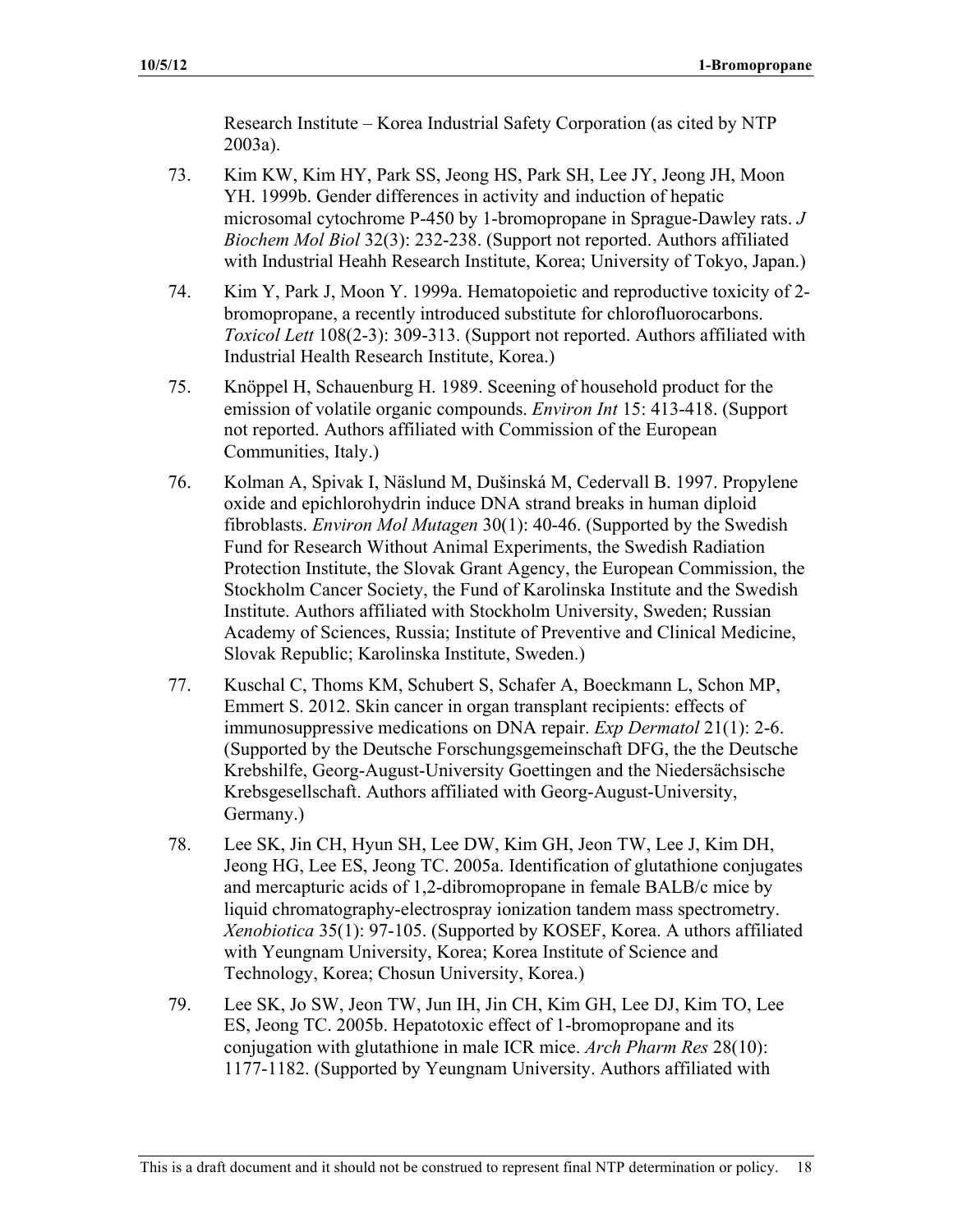Research Institute – Korea Industrial Safety Corporation (as cited by NTP 2003a).

73. Kim KW, Kim HY, Park SS, Jeong HS, Park SH, Lee JY, Jeong JH, Moon YH. 1999b. Gender differences in activity and induction of hepatic microsomal cytochrome P-450 by 1-bromopropane in Sprague-Dawley rats. *J Biochem Mol Biol* 32(3): 232-238. (Support not reported. Authors affiliated with Industrial Heahh Research Institute, Korea; University of Tokyo, Japan.)

74. Kim Y, Park J, Moon Y. 1999a. Hematopoietic and reproductive toxicity of 2-bromopropane, a recently introduced substitute for chlorofluorocarbons. *Toxicol Lett* 108(2-3): 309-313. (Support not reported. Authors affiliated with Industrial Health Research Institute, Korea.)

75. Knöppel H, Schauenburg H. 1989. Sceening of household product for the emission of volatile organic compounds. *Environ Int* 15: 413-418. (Support not reported. Authors affiliated with Commission of the European Communities, Italy.)

76. Kolman A, Spivak I, Näslund M, Dušinská M, Cedervall B. 1997. Propylene oxide and epichlorohydrin induce DNA strand breaks in human diploid fibroblasts. *Environ Mol Mutagen* 30(1): 40-46. (Supported by the Swedish Fund for Research Without Animal Experiments, the Swedish Radiation Protection Institute, the Slovak Grant Agency, the European Commission, the Stockholm Cancer Society, the Fund of Karolinska Institute and the Swedish Institute. Authors affiliated with Stockholm University, Sweden; Russian Academy of Sciences, Russia; Institute of Preventive and Clinical Medicine, Slovak Republic; Karolinska Institute, Sweden.)

77. Kuschal C, Thoms KM, Schubert S, Schafer A, Boeckmann L, Schon MP, Emmert S. 2012. Skin cancer in organ transplant recipients: effects of immunosuppressive medications on DNA repair. *Exp Dermatol* 21(1): 2-6. (Supported by the Deutsche Forschungsgemeinschaft DFG, the the Deutsche Krebshilfe, Georg-August-University Goettingen and the Niedersächsische Krebsgesellschaft. Authors affiliated with Georg-August-University, Germany.)

78. Lee SK, Jin CH, Hyun SH, Lee DW, Kim GH, Jeon TW, Lee J, Kim DH, Jeong HG, Lee ES, Jeong TC. 2005a. Identification of glutathione conjugates and mercapturic acids of 1,2-dibromopropane in female BALB/c mice by liquid chromatography-electrospray ionization tandem mass spectrometry. *Xenobiotica* 35(1): 97-105. (Supported by KOSEF, Korea. A uthors affiliated with Yeungnam University, Korea; Korea Institute of Science and Technology, Korea; Chosun University, Korea.)

79. Lee SK, Jo SW, Jeon TW, Jun IH, Jin CH, Kim GH, Lee DJ, Kim TO, Lee ES, Jeong TC. 2005b. Hepatotoxic effect of 1-bromopropane and its conjugation with glutathione in male ICR mice. *Arch Pharm Res* 28(10): 1177-1182. (Supported by Yeungnam University. Authors affiliated with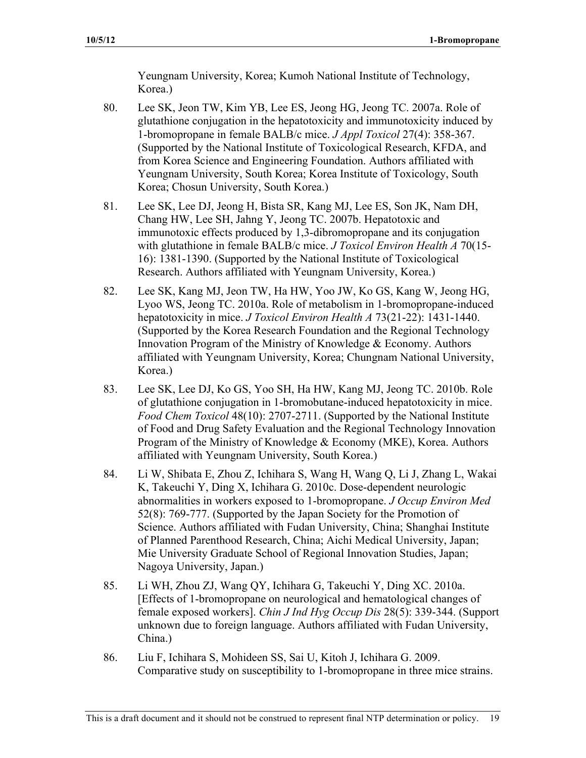Yeungnam University, Korea; Kumoh National Institute of Technology, Korea.)

80. Lee SK, Jeon TW, Kim YB, Lee ES, Jeong HG, Jeong TC. 2007a. Role of glutathione conjugation in the hepatotoxicity and immunotoxicity induced by 1-bromopropane in female BALB/c mice. *J Appl Toxicol* 27(4): 358-367. (Supported by the National Institute of Toxicological Research, KFDA, and from Korea Science and Engineering Foundation. Authors affiliated with Yeungnam University, South Korea; Korea Institute of Toxicology, South Korea; Chosun University, South Korea.)

81. Lee SK, Lee DJ, Jeong H, Bista SR, Kang MJ, Lee ES, Son JK, Nam DH, Chang HW, Lee SH, Jahng Y, Jeong TC. 2007b. Hepatotoxic and immunotoxic effects produced by 1,3-dibromopropane and its conjugation with glutathione in female BALB/c mice. *J Toxicol Environ Health A* 70(15-16): 1381-1390. (Supported by the National Institute of Toxicological Research. Authors affiliated with Yeungnam University, Korea.)

82. Lee SK, Kang MJ, Jeon TW, Ha HW, Yoo JW, Ko GS, Kang W, Jeong HG, Lyoo WS, Jeong TC. 2010a. Role of metabolism in 1-bromopropane-induced hepatotoxicity in mice. *J Toxicol Environ Health A* 73(21-22): 1431-1440. (Supported by the Korea Research Foundation and the Regional Technology Innovation Program of the Ministry of Knowledge & Economy. Authors affiliated with Yeungnam University, Korea; Chungnam National University, Korea.)

83. Lee SK, Lee DJ, Ko GS, Yoo SH, Ha HW, Kang MJ, Jeong TC. 2010b. Role of glutathione conjugation in 1-bromobutane-induced hepatotoxicity in mice. *Food Chem Toxicol* 48(10): 2707-2711. (Supported by the National Institute of Food and Drug Safety Evaluation and the Regional Technology Innovation Program of the Ministry of Knowledge & Economy (MKE), Korea. Authors affiliated with Yeungnam University, South Korea.)

84. Li W, Shibata E, Zhou Z, Ichihara S, Wang H, Wang Q, Li J, Zhang L, Wakai K, Takeuchi Y, Ding X, Ichihara G. 2010c. Dose-dependent neurologic abnormalities in workers exposed to 1-bromopropane. *J Occup Environ Med* 52(8): 769-777. (Supported by the Japan Society for the Promotion of Science. Authors affiliated with Fudan University, China; Shanghai Institute of Planned Parenthood Research, China; Aichi Medical University, Japan; Mie University Graduate School of Regional Innovation Studies, Japan; Nagoya University, Japan.)

85. Li WH, Zhou ZJ, Wang QY, Ichihara G, Takeuchi Y, Ding XC. 2010a. [Effects of 1-bromopropane on neurological and hematological changes of female exposed workers]. *Chin J Ind Hyg Occup Dis* 28(5): 339-344. (Support unknown due to foreign language. Authors affiliated with Fudan University, China.)

86. Liu F, Ichihara S, Mohideen SS, Sai U, Kitoh J, Ichihara G. 2009. Comparative study on susceptibility to 1-bromopropane in three mice strains.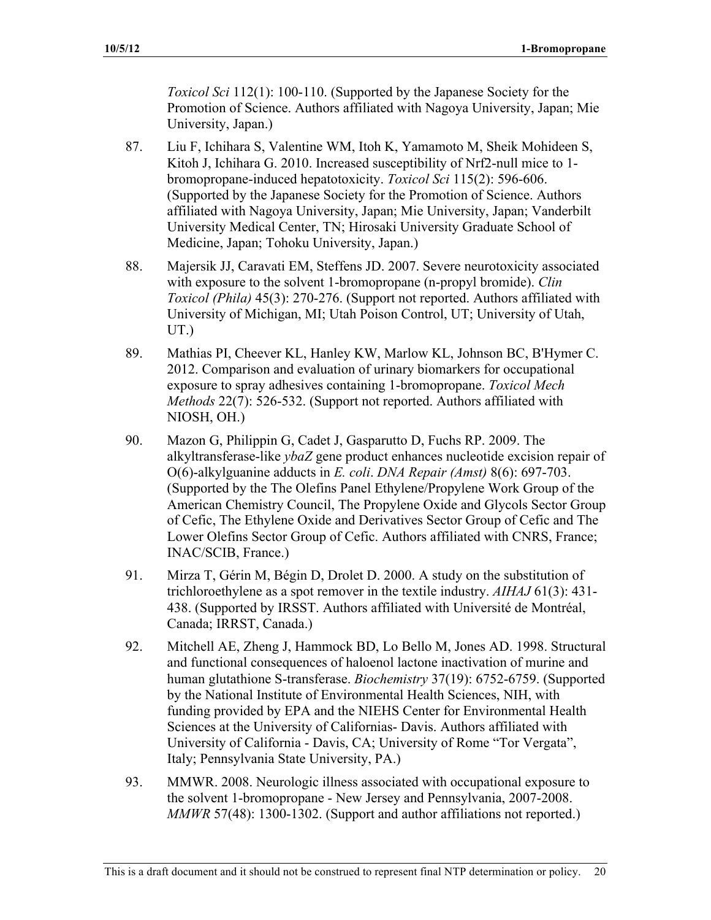*Toxicol Sci* 112(1): 100-110. (Supported by the Japanese Society for the Promotion of Science. Authors affiliated with Nagoya University, Japan; Mie University, Japan.)

87. Liu F, Ichihara S, Valentine WM, Itoh K, Yamamoto M, Sheik Mohideen S, Kitoh J, Ichihara G. 2010. Increased susceptibility of Nrf2-null mice to 1-bromopropane-induced hepatotoxicity. *Toxicol Sci* 115(2): 596-606. (Supported by the Japanese Society for the Promotion of Science. Authors affiliated with Nagoya University, Japan; Mie University, Japan; Vanderbilt University Medical Center, TN; Hirosaki University Graduate School of Medicine, Japan; Tohoku University, Japan.)

88. Majersik JJ, Caravati EM, Steffens JD. 2007. Severe neurotoxicity associated with exposure to the solvent 1-bromopropane (n-propyl bromide). *Clin Toxicol (Phila)* 45(3): 270-276. (Support not reported. Authors affiliated with University of Michigan, MI; Utah Poison Control, UT; University of Utah, UT.)

89. Mathias PI, Cheever KL, Hanley KW, Marlow KL, Johnson BC, B'Hymer C. 2012. Comparison and evaluation of urinary biomarkers for occupational exposure to spray adhesives containing 1-bromopropane. *Toxicol Mech Methods* 22(7): 526-532. (Support not reported. Authors affiliated with NIOSH, OH.)

90. Mazon G, Philippin G, Cadet J, Gasparutto D, Fuchs RP. 2009. The alkyltransferase-like *ybaZ* gene product enhances nucleotide excision repair of O(6)-alkylguanine adducts in *E. coli*. *DNA Repair (Amst)* 8(6): 697-703. (Supported by the The Olefins Panel Ethylene/Propylene Work Group of the American Chemistry Council, The Propylene Oxide and Glycols Sector Group of Cefic, The Ethylene Oxide and Derivatives Sector Group of Cefic and The Lower Olefins Sector Group of Cefic. Authors affiliated with CNRS, France; INAC/SCIB, France.)

91. Mirza T, Gérin M, Bégin D, Drolet D. 2000. A study on the substitution of trichloroethylene as a spot remover in the textile industry. *AIHAJ* 61(3): 431-438. (Supported by IRSST. Authors affiliated with Université de Montréal, Canada; IRRST, Canada.)

92. Mitchell AE, Zheng J, Hammock BD, Lo Bello M, Jones AD. 1998. Structural and functional consequences of haloenol lactone inactivation of murine and human glutathione S-transferase. *Biochemistry* 37(19): 6752-6759. (Supported by the National Institute of Environmental Health Sciences, NIH, with funding provided by EPA and the NIEHS Center for Environmental Health Sciences at the University of Californias- Davis. Authors affiliated with University of California - Davis, CA; University of Rome "Tor Vergata", Italy; Pennsylvania State University, PA.)

93. MMWR. 2008. Neurologic illness associated with occupational exposure to the solvent 1-bromopropane - New Jersey and Pennsylvania, 2007-2008. *MMWR* 57(48): 1300-1302. (Support and author affiliations not reported.)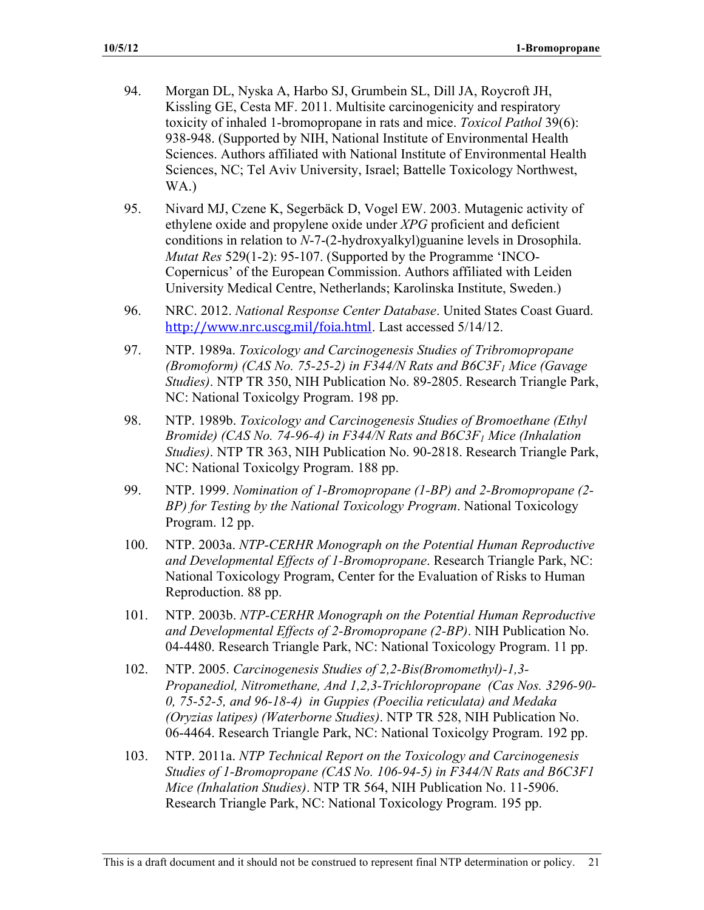94. Morgan DL, Nyska A, Harbo SJ, Grumbein SL, Dill JA, Roycroft JH, Kissling GE, Cesta MF. 2011. Multisite carcinogenicity and respiratory toxicity of inhaled 1-bromopropane in rats and mice. *Toxicol Pathol* 39(6): 938-948. (Supported by NIH, National Institute of Environmental Health Sciences. Authors affiliated with National Institute of Environmental Health Sciences, NC; Tel Aviv University, Israel; Battelle Toxicology Northwest, WA.)

95. Nivard MJ, Czene K, Segerbäck D, Vogel EW. 2003. Mutagenic activity of ethylene oxide and propylene oxide under *XPG* proficient and deficient conditions in relation to *N*-7-(2-hydroxyalkyl)guanine levels in Drosophila. *Mutat Res* 529(1-2): 95-107. (Supported by the Programme 'INCO-Copernicus' of the European Commission. Authors affiliated with Leiden University Medical Centre, Netherlands; Karolinska Institute, Sweden.)

96. NRC. 2012. *National Response Center Database*. United States Coast Guard. http://www.nrc.uscg.mil/foia.html. Last accessed 5/14/12.

97. NTP. 1989a. *Toxicology and Carcinogenesis Studies of Tribromopropane (Bromoform) (CAS No. 75-25-2) in F344/N Rats and B6C3F$_1$ Mice (Gavage Studies)*. NTP TR 350, NIH Publication No. 89-2805. Research Triangle Park, NC: National Toxicolgy Program. 198 pp.

98. NTP. 1989b. *Toxicology and Carcinogenesis Studies of Bromoethane (Ethyl Bromide) (CAS No. 74-96-4) in F344/N Rats and B6C3F$_1$ Mice (Inhalation Studies)*. NTP TR 363, NIH Publication No. 90-2818. Research Triangle Park, NC: National Toxicolgy Program. 188 pp.

99. NTP. 1999. *Nomination of 1-Bromopropane (1-BP) and 2-Bromopropane (2-BP) for Testing by the National Toxicology Program*. National Toxicology Program. 12 pp.

100. NTP. 2003a. *NTP-CERHR Monograph on the Potential Human Reproductive and Developmental Effects of 1-Bromopropane*. Research Triangle Park, NC: National Toxicology Program, Center for the Evaluation of Risks to Human Reproduction. 88 pp.

101. NTP. 2003b. *NTP-CERHR Monograph on the Potential Human Reproductive and Developmental Effects of 2-Bromopropane (2-BP)*. NIH Publication No. 04-4480. Research Triangle Park, NC: National Toxicology Program. 11 pp.

102. NTP. 2005. *Carcinogenesis Studies of 2,2-Bis(Bromomethyl)-1,3-Propanediol, Nitromethane, And 1,2,3-Trichloropropane (Cas Nos. 3296-90-0, 75-52-5, and 96-18-4) in Guppies (Poecilia reticulata) and Medaka (Oryzias latipes) (Waterborne Studies)*. NTP TR 528, NIH Publication No. 06-4464. Research Triangle Park, NC: National Toxicolgy Program. 192 pp.

103. NTP. 2011a. *NTP Technical Report on the Toxicology and Carcinogenesis Studies of 1-Bromopropane (CAS No. 106-94-5) in F344/N Rats and B6C3F1 Mice (Inhalation Studies)*. NTP TR 564, NIH Publication No. 11-5906. Research Triangle Park, NC: National Toxicology Program. 195 pp.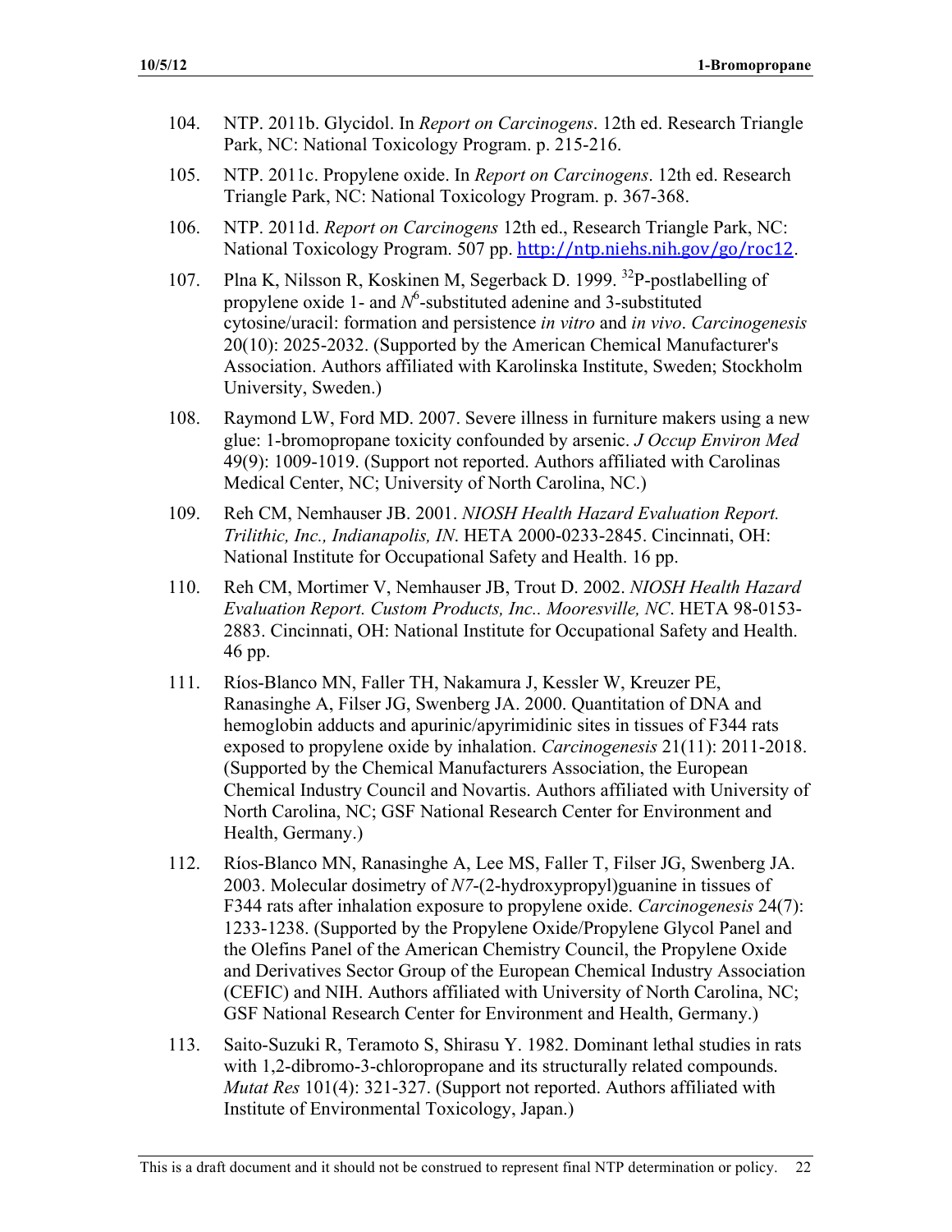104. NTP. 2011b. Glycidol. In *Report on Carcinogens*. 12th ed. Research Triangle Park, NC: National Toxicology Program. p. 215-216.

105. NTP. 2011c. Propylene oxide. In *Report on Carcinogens*. 12th ed. Research Triangle Park, NC: National Toxicology Program. p. 367-368.

106. NTP. 2011d. *Report on Carcinogens* 12th ed., Research Triangle Park, NC: National Toxicology Program. 507 pp. http://ntp.niehs.nih.gov/go/roc12.

107. Plna K, Nilsson R, Koskinen M, Segerback D. 1999. $^{32}$P-postlabelling of propylene oxide 1- and *N*$^{6}$-substituted adenine and 3-substituted cytosine/uracil: formation and persistence *in vitro* and *in vivo*. *Carcinogenesis* 20(10): 2025-2032. (Supported by the American Chemical Manufacturer's Association. Authors affiliated with Karolinska Institute, Sweden; Stockholm University, Sweden.)

108. Raymond LW, Ford MD. 2007. Severe illness in furniture makers using a new glue: 1-bromopropane toxicity confounded by arsenic. *J Occup Environ Med* 49(9): 1009-1019. (Support not reported. Authors affiliated with Carolinas Medical Center, NC; University of North Carolina, NC.)

109. Reh CM, Nemhauser JB. 2001. *NIOSH Health Hazard Evaluation Report. Trilithic, Inc., Indianapolis, IN*. HETA 2000-0233-2845. Cincinnati, OH: National Institute for Occupational Safety and Health. 16 pp.

110. Reh CM, Mortimer V, Nemhauser JB, Trout D. 2002. *NIOSH Health Hazard Evaluation Report. Custom Products, Inc.. Mooresville, NC*. HETA 98-0153-2883. Cincinnati, OH: National Institute for Occupational Safety and Health. 46 pp.

111. Ríos-Blanco MN, Faller TH, Nakamura J, Kessler W, Kreuzer PE, Ranasinghe A, Filser JG, Swenberg JA. 2000. Quantitation of DNA and hemoglobin adducts and apurinic/apyrimidinic sites in tissues of F344 rats exposed to propylene oxide by inhalation. *Carcinogenesis* 21(11): 2011-2018. (Supported by the Chemical Manufacturers Association, the European Chemical Industry Council and Novartis. Authors affiliated with University of North Carolina, NC; GSF National Research Center for Environment and Health, Germany.)

112. Ríos-Blanco MN, Ranasinghe A, Lee MS, Faller T, Filser JG, Swenberg JA. 2003. Molecular dosimetry of *N7*-(2-hydroxypropyl)guanine in tissues of F344 rats after inhalation exposure to propylene oxide. *Carcinogenesis* 24(7): 1233-1238. (Supported by the Propylene Oxide/Propylene Glycol Panel and the Olefins Panel of the American Chemistry Council, the Propylene Oxide and Derivatives Sector Group of the European Chemical Industry Association (CEFIC) and NIH. Authors affiliated with University of North Carolina, NC; GSF National Research Center for Environment and Health, Germany.)

113. Saito-Suzuki R, Teramoto S, Shirasu Y. 1982. Dominant lethal studies in rats with 1,2-dibromo-3-chloropropane and its structurally related compounds. *Mutat Res* 101(4): 321-327. (Support not reported. Authors affiliated with Institute of Environmental Toxicology, Japan.)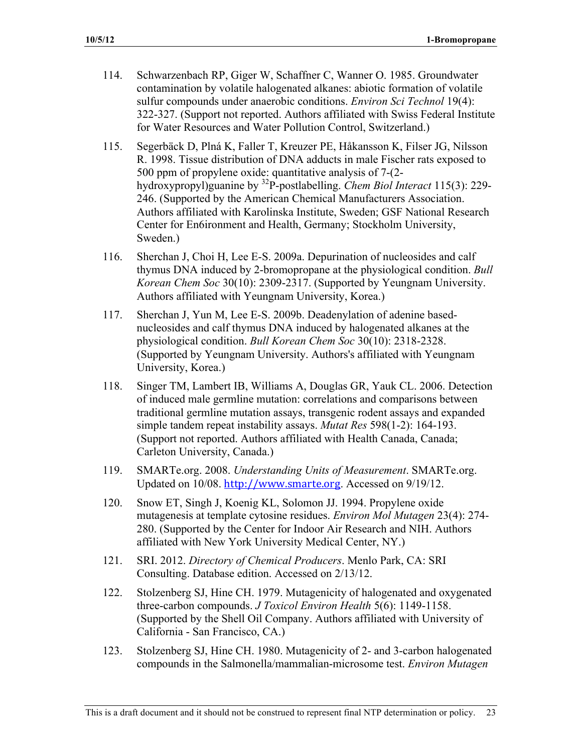114. Schwarzenbach RP, Giger W, Schaffner C, Wanner O. 1985. Groundwater contamination by volatile halogenated alkanes: abiotic formation of volatile sulfur compounds under anaerobic conditions. *Environ Sci Technol* 19(4): 322-327. (Support not reported. Authors affiliated with Swiss Federal Institute for Water Resources and Water Pollution Control, Switzerland.)

115. Segerbäck D, Plná K, Faller T, Kreuzer PE, Håkansson K, Filser JG, Nilsson R. 1998. Tissue distribution of DNA adducts in male Fischer rats exposed to 500 ppm of propylene oxide: quantitative analysis of 7-(2-hydroxypropyl)guanine by [32]P-postlabelling. *Chem Biol Interact* 115(3): 229-246. (Supported by the American Chemical Manufacturers Association. Authors affiliated with Karolinska Institute, Sweden; GSF National Research Center for En6ironment and Health, Germany; Stockholm University, Sweden.)

116. Sherchan J, Choi H, Lee E-S. 2009a. Depurination of nucleosides and calf thymus DNA induced by 2-bromopropane at the physiological condition. *Bull Korean Chem Soc* 30(10): 2309-2317. (Supported by Yeungnam University. Authors affiliated with Yeungnam University, Korea.)

117. Sherchan J, Yun M, Lee E-S. 2009b. Deadenylation of adenine based-nucleosides and calf thymus DNA induced by halogenated alkanes at the physiological condition. *Bull Korean Chem Soc* 30(10): 2318-2328. (Supported by Yeungnam University. Authors's affiliated with Yeungnam University, Korea.)

118. Singer TM, Lambert IB, Williams A, Douglas GR, Yauk CL. 2006. Detection of induced male germline mutation: correlations and comparisons between traditional germline mutation assays, transgenic rodent assays and expanded simple tandem repeat instability assays. *Mutat Res* 598(1-2): 164-193. (Support not reported. Authors affiliated with Health Canada, Canada; Carleton University, Canada.)

119. SMARTe.org. 2008. *Understanding Units of Measurement*. SMARTe.org. Updated on 10/08. http://www.smarte.org. Accessed on 9/19/12.

120. Snow ET, Singh J, Koenig KL, Solomon JJ. 1994. Propylene oxide mutagenesis at template cytosine residues. *Environ Mol Mutagen* 23(4): 274-280. (Supported by the Center for Indoor Air Research and NIH. Authors affiliated with New York University Medical Center, NY.)

121. SRI. 2012. *Directory of Chemical Producers*. Menlo Park, CA: SRI Consulting. Database edition. Accessed on 2/13/12.

122. Stolzenberg SJ, Hine CH. 1979. Mutagenicity of halogenated and oxygenated three-carbon compounds. *J Toxicol Environ Health* 5(6): 1149-1158. (Supported by the Shell Oil Company. Authors affiliated with University of California - San Francisco, CA.)

123. Stolzenberg SJ, Hine CH. 1980. Mutagenicity of 2- and 3-carbon halogenated compounds in the Salmonella/mammalian-microsome test. *Environ Mutagen*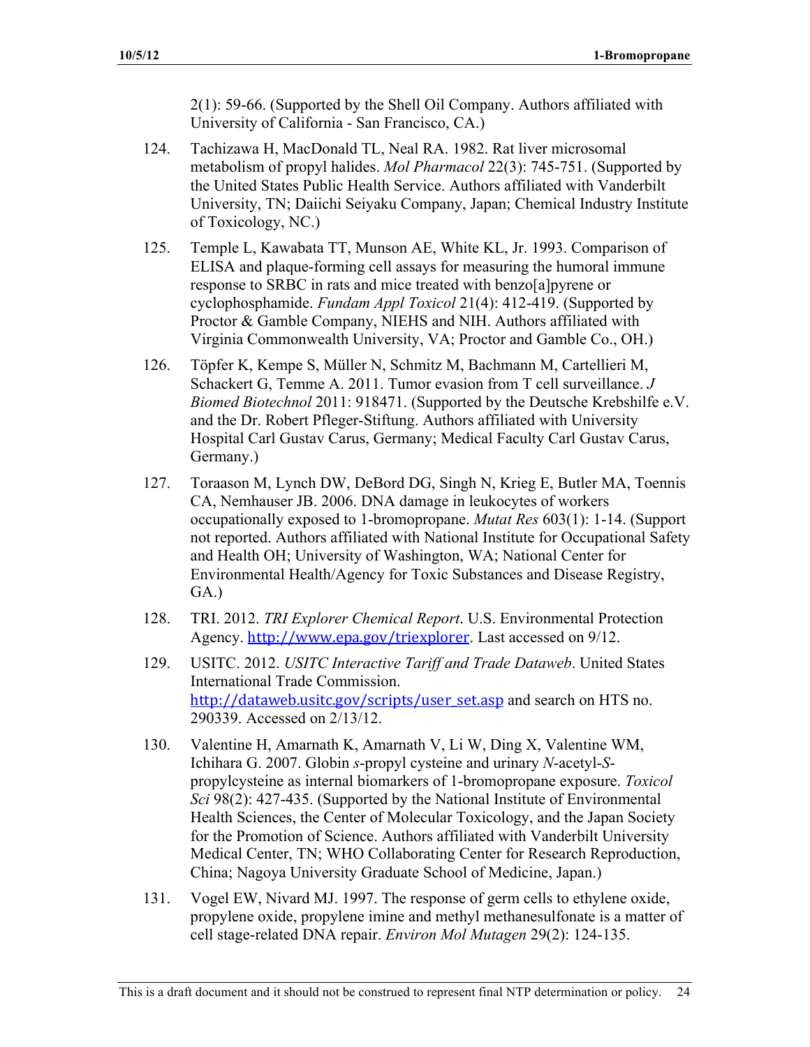2(1): 59-66. (Supported by the Shell Oil Company. Authors affiliated with University of California - San Francisco, CA.)

124. Tachizawa H, MacDonald TL, Neal RA. 1982. Rat liver microsomal metabolism of propyl halides. *Mol Pharmacol* 22(3): 745-751. (Supported by the United States Public Health Service. Authors affiliated with Vanderbilt University, TN; Daiichi Seiyaku Company, Japan; Chemical Industry Institute of Toxicology, NC.)

125. Temple L, Kawabata TT, Munson AE, White KL, Jr. 1993. Comparison of ELISA and plaque-forming cell assays for measuring the humoral immune response to SRBC in rats and mice treated with benzo[a]pyrene or cyclophosphamide. *Fundam Appl Toxicol* 21(4): 412-419. (Supported by Proctor & Gamble Company, NIEHS and NIH. Authors affiliated with Virginia Commonwealth University, VA; Proctor and Gamble Co., OH.)

126. Töpfer K, Kempe S, Müller N, Schmitz M, Bachmann M, Cartellieri M, Schackert G, Temme A. 2011. Tumor evasion from T cell surveillance. *J Biomed Biotechnol* 2011: 918471. (Supported by the Deutsche Krebshilfe e.V. and the Dr. Robert Pfleger-Stiftung. Authors affiliated with University Hospital Carl Gustav Carus, Germany; Medical Faculty Carl Gustav Carus, Germany.)

127. Toraason M, Lynch DW, DeBord DG, Singh N, Krieg E, Butler MA, Toennis CA, Nemhauser JB. 2006. DNA damage in leukocytes of workers occupationally exposed to 1-bromopropane. *Mutat Res* 603(1): 1-14. (Support not reported. Authors affiliated with National Institute for Occupational Safety and Health OH; University of Washington, WA; National Center for Environmental Health/Agency for Toxic Substances and Disease Registry, GA.)

128. TRI. 2012. *TRI Explorer Chemical Report*. U.S. Environmental Protection Agency. http://www.epa.gov/triexplorer. Last accessed on 9/12.

129. USITC. 2012. *USITC Interactive Tariff and Trade Dataweb*. United States International Trade Commission. http://dataweb.usitc.gov/scripts/user_set.asp and search on HTS no. 290339. Accessed on 2/13/12.

130. Valentine H, Amarnath K, Amarnath V, Li W, Ding X, Valentine WM, Ichihara G. 2007. Globin *s*-propyl cysteine and urinary *N*-acetyl-*S*-propylcysteine as internal biomarkers of 1-bromopropane exposure. *Toxicol Sci* 98(2): 427-435. (Supported by the National Institute of Environmental Health Sciences, the Center of Molecular Toxicology, and the Japan Society for the Promotion of Science. Authors affiliated with Vanderbilt University Medical Center, TN; WHO Collaborating Center for Research Reproduction, China; Nagoya University Graduate School of Medicine, Japan.)

131. Vogel EW, Nivard MJ. 1997. The response of germ cells to ethylene oxide, propylene oxide, propylene imine and methyl methanesulfonate is a matter of cell stage-related DNA repair. *Environ Mol Mutagen* 29(2): 124-135.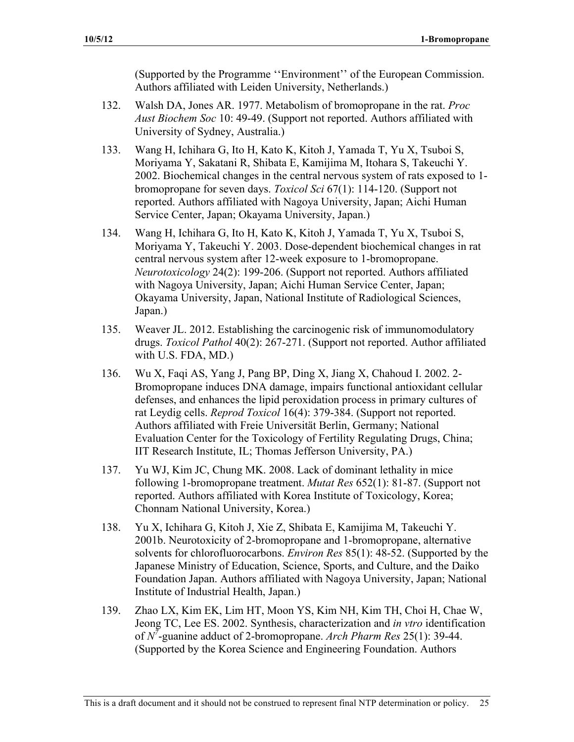(Supported by the Programme ''Environment'' of the European Commission. Authors affiliated with Leiden University, Netherlands.)

132. Walsh DA, Jones AR. 1977. Metabolism of bromopropane in the rat. *Proc Aust Biochem Soc* 10: 49-49. (Support not reported. Authors affiliated with University of Sydney, Australia.)

133. Wang H, Ichihara G, Ito H, Kato K, Kitoh J, Yamada T, Yu X, Tsuboi S, Moriyama Y, Sakatani R, Shibata E, Kamijima M, Itohara S, Takeuchi Y. 2002. Biochemical changes in the central nervous system of rats exposed to 1-bromopropane for seven days. *Toxicol Sci* 67(1): 114-120. (Support not reported. Authors affiliated with Nagoya University, Japan; Aichi Human Service Center, Japan; Okayama University, Japan.)

134. Wang H, Ichihara G, Ito H, Kato K, Kitoh J, Yamada T, Yu X, Tsuboi S, Moriyama Y, Takeuchi Y. 2003. Dose-dependent biochemical changes in rat central nervous system after 12-week exposure to 1-bromopropane. *Neurotoxicology* 24(2): 199-206. (Support not reported. Authors affiliated with Nagoya University, Japan; Aichi Human Service Center, Japan; Okayama University, Japan, National Institute of Radiological Sciences, Japan.)

135. Weaver JL. 2012. Establishing the carcinogenic risk of immunomodulatory drugs. *Toxicol Pathol* 40(2): 267-271. (Support not reported. Author affiliated with U.S. FDA, MD.)

136. Wu X, Faqi AS, Yang J, Pang BP, Ding X, Jiang X, Chahoud I. 2002. 2-Bromopropane induces DNA damage, impairs functional antioxidant cellular defenses, and enhances the lipid peroxidation process in primary cultures of rat Leydig cells. *Reprod Toxicol* 16(4): 379-384. (Support not reported. Authors affiliated with Freie Universität Berlin, Germany; National Evaluation Center for the Toxicology of Fertility Regulating Drugs, China; IIT Research Institute, IL; Thomas Jefferson University, PA.)

137. Yu WJ, Kim JC, Chung MK. 2008. Lack of dominant lethality in mice following 1-bromopropane treatment. *Mutat Res* 652(1): 81-87. (Support not reported. Authors affiliated with Korea Institute of Toxicology, Korea; Chonnam National University, Korea.)

138. Yu X, Ichihara G, Kitoh J, Xie Z, Shibata E, Kamijima M, Takeuchi Y. 2001b. Neurotoxicity of 2-bromopropane and 1-bromopropane, alternative solvents for chlorofluorocarbons. *Environ Res* 85(1): 48-52. (Supported by the Japanese Ministry of Education, Science, Sports, and Culture, and the Daiko Foundation Japan. Authors affiliated with Nagoya University, Japan; National Institute of Industrial Health, Japan.)

139. Zhao LX, Kim EK, Lim HT, Moon YS, Kim NH, Kim TH, Choi H, Chae W, Jeong TC, Lee ES. 2002. Synthesis, characterization and *in vtro* identification of $N^7$-guanine adduct of 2-bromopropane. *Arch Pharm Res* 25(1): 39-44. (Supported by the Korea Science and Engineering Foundation. Authors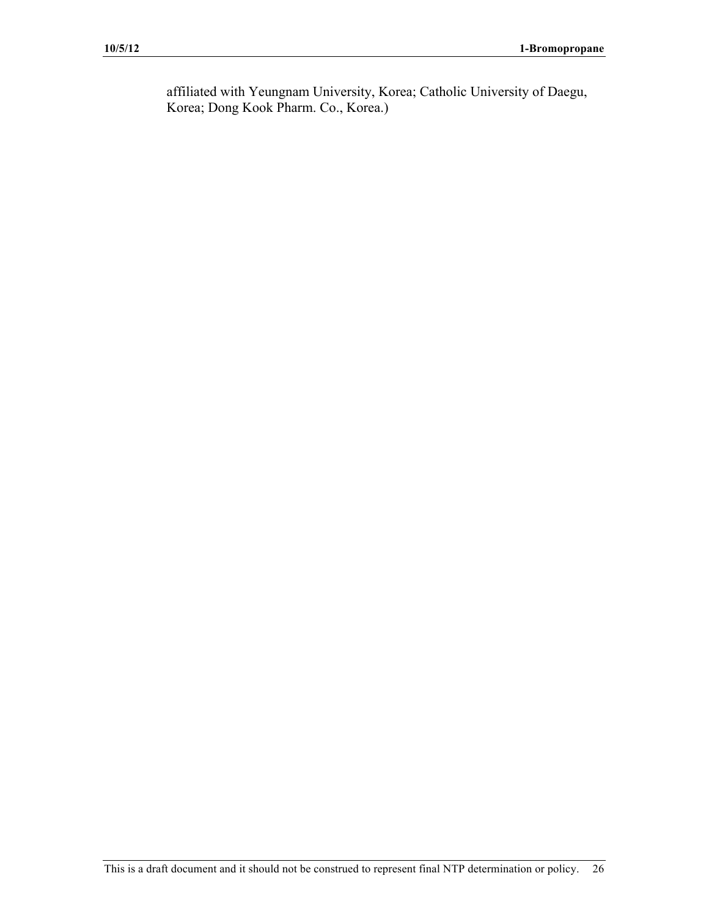affiliated with Yeungnam University, Korea; Catholic University of Daegu, Korea; Dong Kook Pharm. Co., Korea.)